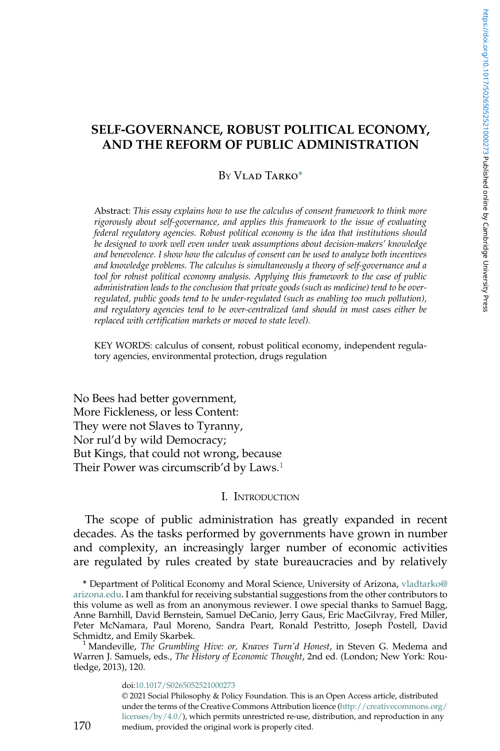# SELF-GOVERNANCE, ROBUST POLITICAL ECONOMY, AND THE REFORM OF PUBLIC ADMINISTRATION

By Vlad Tarko*

Abstract: *This essay explains how to use the calculus of consent framework to think more rigorously about self-governance, and applies this framework to the issue of evaluating federal regulatory agencies. Robust political economy is the idea that institutions should be designed to work well even under weak assumptions about decision-makers' knowledge and benevolence. I show how the calculus of consent can be used to analyze both incentives and knowledge problems. The calculus is simultaneously a theory of self-governance and a tool for robust political economy analysis. Applying this framework to the case of public administration leads to the conclusion that private goods (such as medicine) tend to be over-regulated, public goods tend to be under-regulated (such as enabling too much pollution), and regulatory agencies tend to be over-centralized (and should in most cases either be replaced with certification markets or moved to state level).*

KEY WORDS: calculus of consent, robust political economy, independent regulatory agencies, environmental protection, drugs regulation

No Bees had better government,
More Fickleness, or less Content:
They were not Slaves to Tyranny,
Nor rul'd by wild Democracy;
But Kings, that could not wrong, because
Their Power was circumscrib'd by Laws.[1]

## I. Introduction

The scope of public administration has greatly expanded in recent decades. As the tasks performed by governments have grown in number and complexity, an increasingly larger number of economic activities are regulated by rules created by state bureaucracies and by relatively

\* Department of Political Economy and Moral Science, University of Arizona, vladtarko@arizona.edu. I am thankful for receiving substantial suggestions from the other contributors to this volume as well as from an anonymous reviewer. I owe special thanks to Samuel Bagg, Anne Barnhill, David Bernstein, Samuel DeCanio, Jerry Gaus, Eric MacGilvray, Fred Miller, Peter McNamara, Paul Moreno, Sandra Peart, Ronald Pestritto, Joseph Postell, David Schmidtz, and Emily Skarbek.

[1] Mandeville, *The Grumbling Hive: or, Knaves Turn'd Honest*, in Steven G. Medema and Warren J. Samuels, eds., *The History of Economic Thought*, 2nd ed. (London; New York: Routledge, 2013), 120.

doi:10.1017/S0265052521000273

© 2021 Social Philosophy & Policy Foundation. This is an Open Access article, distributed under the terms of the Creative Commons Attribution licence (http://creativecommons.org/licenses/by/4.0/), which permits unrestricted re-use, distribution, and reproduction in any medium, provided the original work is properly cited.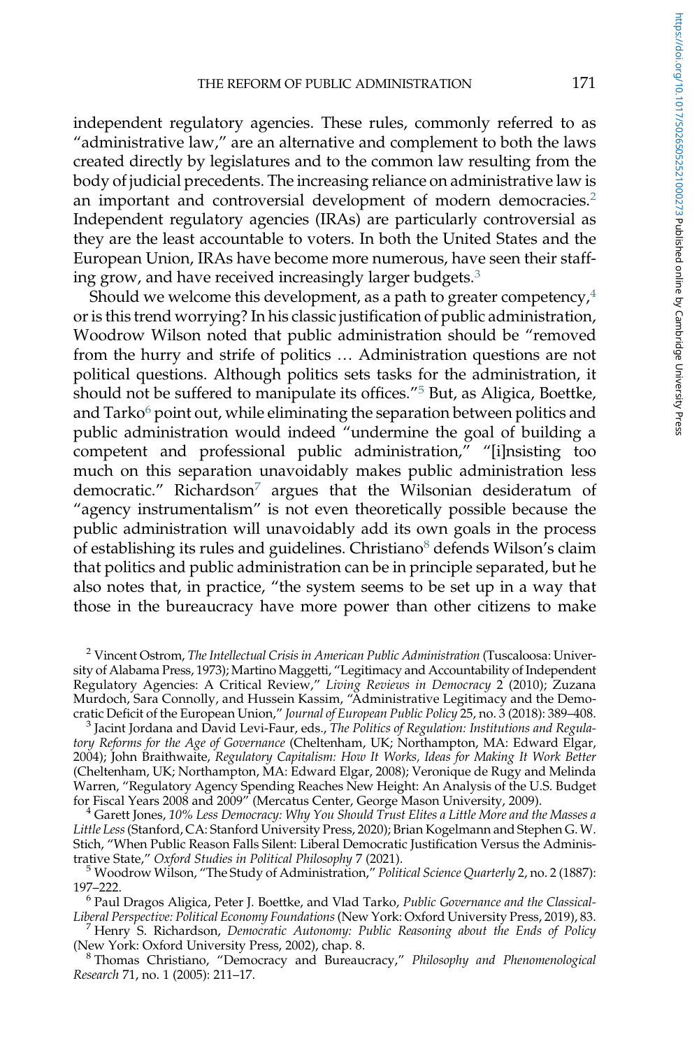independent regulatory agencies. These rules, commonly referred to as "administrative law," are an alternative and complement to both the laws created directly by legislatures and to the common law resulting from the body of judicial precedents. The increasing reliance on administrative law is an important and controversial development of modern democracies.[2] Independent regulatory agencies (IRAs) are particularly controversial as they are the least accountable to voters. In both the United States and the European Union, IRAs have become more numerous, have seen their staffing grow, and have received increasingly larger budgets.[3]

Should we welcome this development, as a path to greater competency,[4] or is this trend worrying? In his classic justification of public administration, Woodrow Wilson noted that public administration should be "removed from the hurry and strife of politics … Administration questions are not political questions. Although politics sets tasks for the administration, it should not be suffered to manipulate its offices."[5] But, as Aligica, Boettke, and Tarko[6] point out, while eliminating the separation between politics and public administration would indeed "undermine the goal of building a competent and professional public administration," "[i]nsisting too much on this separation unavoidably makes public administration less democratic." Richardson[7] argues that the Wilsonian desideratum of "agency instrumentalism" is not even theoretically possible because the public administration will unavoidably add its own goals in the process of establishing its rules and guidelines. Christiano[8] defends Wilson's claim that politics and public administration can be in principle separated, but he also notes that, in practice, "the system seems to be set up in a way that those in the bureaucracy have more power than other citizens to make

[2] Vincent Ostrom, *The Intellectual Crisis in American Public Administration* (Tuscaloosa: University of Alabama Press, 1973); Martino Maggetti, "Legitimacy and Accountability of Independent Regulatory Agencies: A Critical Review," *Living Reviews in Democracy* 2 (2010); Zuzana Murdoch, Sara Connolly, and Hussein Kassim, "Administrative Legitimacy and the Democratic Deficit of the European Union," *Journal of European Public Policy* 25, no. 3 (2018): 389–408.

[3] Jacint Jordana and David Levi-Faur, eds., *The Politics of Regulation: Institutions and Regulatory Reforms for the Age of Governance* (Cheltenham, UK; Northampton, MA: Edward Elgar, 2004); John Braithwaite, *Regulatory Capitalism: How It Works, Ideas for Making It Work Better* (Cheltenham, UK; Northampton, MA: Edward Elgar, 2008); Veronique de Rugy and Melinda Warren, "Regulatory Agency Spending Reaches New Height: An Analysis of the U.S. Budget for Fiscal Years 2008 and 2009" (Mercatus Center, George Mason University, 2009).

[4] Garett Jones, *10% Less Democracy: Why You Should Trust Elites a Little More and the Masses a Little Less* (Stanford, CA: Stanford University Press, 2020); Brian Kogelmann and Stephen G. W. Stich, "When Public Reason Falls Silent: Liberal Democratic Justification Versus the Administrative State," *Oxford Studies in Political Philosophy* 7 (2021).

[5] Woodrow Wilson, "The Study of Administration," *Political Science Quarterly* 2, no. 2 (1887): 197–222.

[6] Paul Dragos Aligica, Peter J. Boettke, and Vlad Tarko, *Public Governance and the Classical-Liberal Perspective: Political Economy Foundations* (New York: Oxford University Press, 2019), 83.

[7] Henry S. Richardson, *Democratic Autonomy: Public Reasoning about the Ends of Policy* (New York: Oxford University Press, 2002), chap. 8.

[8] Thomas Christiano, "Democracy and Bureaucracy," *Philosophy and Phenomenological Research* 71, no. 1 (2005): 211–17.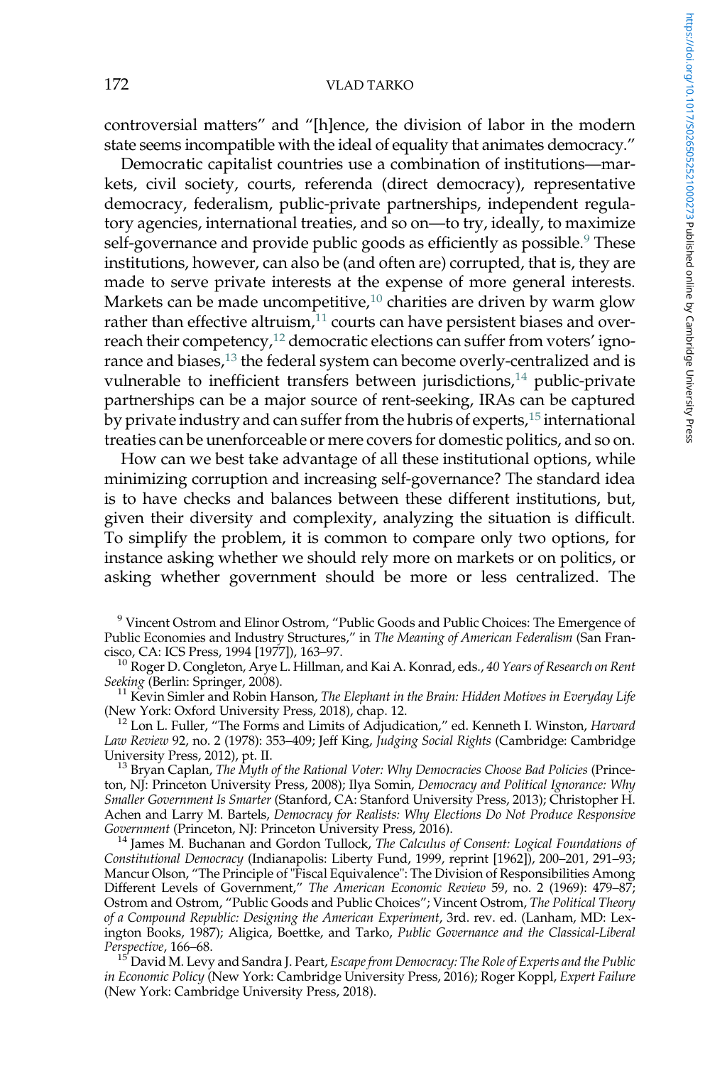controversial matters" and "[h]ence, the division of labor in the modern state seems incompatible with the ideal of equality that animates democracy."

Democratic capitalist countries use a combination of institutions—markets, civil society, courts, referenda (direct democracy), representative democracy, federalism, public-private partnerships, independent regulatory agencies, international treaties, and so on—to try, ideally, to maximize self-governance and provide public goods as efficiently as possible.[9] These institutions, however, can also be (and often are) corrupted, that is, they are made to serve private interests at the expense of more general interests. Markets can be made uncompetitive,[10] charities are driven by warm glow rather than effective altruism,[11] courts can have persistent biases and overreach their competency,[12] democratic elections can suffer from voters' ignorance and biases,[13] the federal system can become overly-centralized and is vulnerable to inefficient transfers between jurisdictions,[14] public-private partnerships can be a major source of rent-seeking, IRAs can be captured by private industry and can suffer from the hubris of experts,[15] international treaties can be unenforceable or mere covers for domestic politics, and so on.

How can we best take advantage of all these institutional options, while minimizing corruption and increasing self-governance? The standard idea is to have checks and balances between these different institutions, but, given their diversity and complexity, analyzing the situation is difficult. To simplify the problem, it is common to compare only two options, for instance asking whether we should rely more on markets or on politics, or asking whether government should be more or less centralized. The

[9] Vincent Ostrom and Elinor Ostrom, "Public Goods and Public Choices: The Emergence of Public Economies and Industry Structures," in *The Meaning of American Federalism* (San Francisco, CA: ICS Press, 1994 [1977]), 163–97.

[10] Roger D. Congleton, Arye L. Hillman, and Kai A. Konrad, eds., *40 Years of Research on Rent Seeking* (Berlin: Springer, 2008).

[11] Kevin Simler and Robin Hanson, *The Elephant in the Brain: Hidden Motives in Everyday Life* (New York: Oxford University Press, 2018), chap. 12.

[12] Lon L. Fuller, "The Forms and Limits of Adjudication," ed. Kenneth I. Winston, *Harvard Law Review* 92, no. 2 (1978): 353–409; Jeff King, *Judging Social Rights* (Cambridge: Cambridge University Press, 2012), pt. II.

[13] Bryan Caplan, *The Myth of the Rational Voter: Why Democracies Choose Bad Policies* (Princeton, NJ: Princeton University Press, 2008); Ilya Somin, *Democracy and Political Ignorance: Why Smaller Government Is Smarter* (Stanford, CA: Stanford University Press, 2013); Christopher H. Achen and Larry M. Bartels, *Democracy for Realists: Why Elections Do Not Produce Responsive Government* (Princeton, NJ: Princeton University Press, 2016).

[14] James M. Buchanan and Gordon Tullock, *The Calculus of Consent: Logical Foundations of Constitutional Democracy* (Indianapolis: Liberty Fund, 1999, reprint [1962]), 200–201, 291–93; Mancur Olson, "The Principle of "Fiscal Equivalence": The Division of Responsibilities Among Different Levels of Government," *The American Economic Review* 59, no. 2 (1969): 479–87; Ostrom and Ostrom, "Public Goods and Public Choices"; Vincent Ostrom, *The Political Theory of a Compound Republic: Designing the American Experiment*, 3rd. rev. ed. (Lanham, MD: Lexington Books, 1987); Aligica, Boettke, and Tarko, *Public Governance and the Classical-Liberal Perspective*, 166–68.

[15] David M. Levy and Sandra J. Peart, *Escape from Democracy: The Role of Experts and the Public in Economic Policy* (New York: Cambridge University Press, 2016); Roger Koppl, *Expert Failure* (New York: Cambridge University Press, 2018).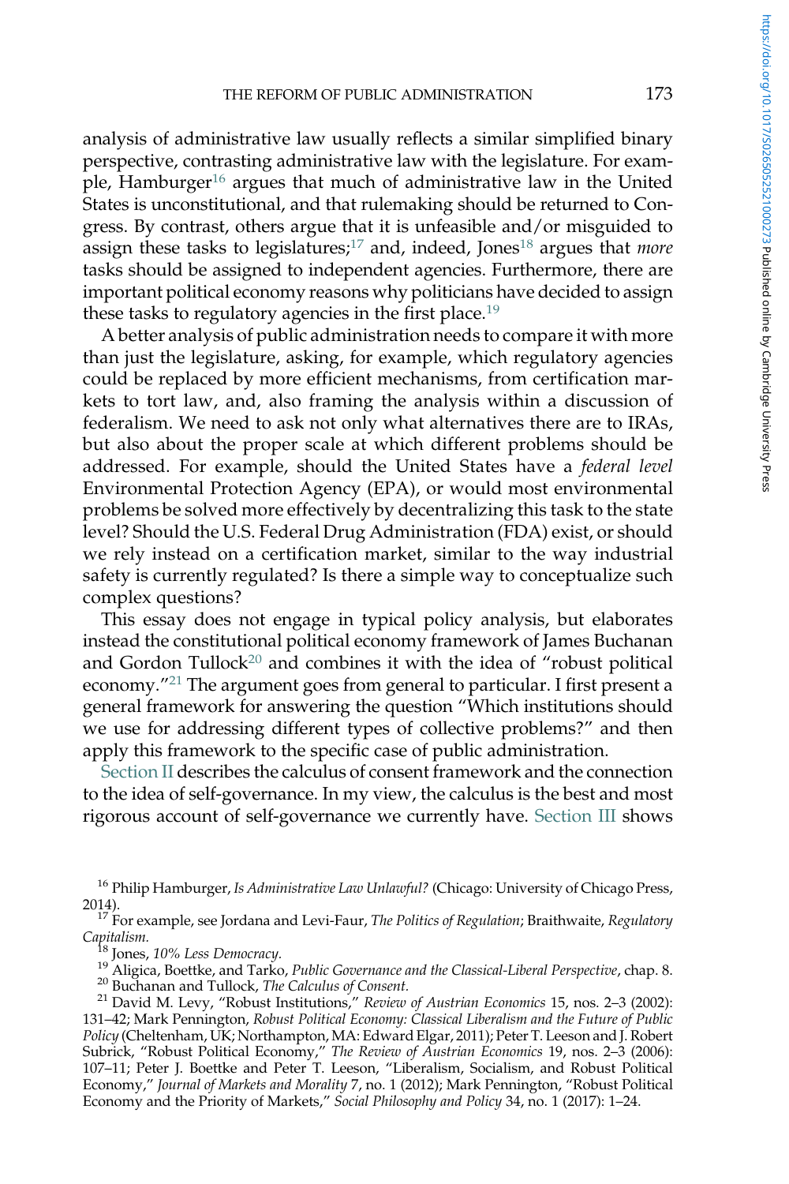analysis of administrative law usually reflects a similar simplified binary perspective, contrasting administrative law with the legislature. For example, Hamburger[16] argues that much of administrative law in the United States is unconstitutional, and that rulemaking should be returned to Congress. By contrast, others argue that it is unfeasible and/or misguided to assign these tasks to legislatures;[17] and, indeed, Jones[18] argues that *more* tasks should be assigned to independent agencies. Furthermore, there are important political economy reasons why politicians have decided to assign these tasks to regulatory agencies in the first place.[19]

A better analysis of public administration needs to compare it with more than just the legislature, asking, for example, which regulatory agencies could be replaced by more efficient mechanisms, from certification markets to tort law, and, also framing the analysis within a discussion of federalism. We need to ask not only what alternatives there are to IRAs, but also about the proper scale at which different problems should be addressed. For example, should the United States have a *federal level* Environmental Protection Agency (EPA), or would most environmental problems be solved more effectively by decentralizing this task to the state level? Should the U.S. Federal Drug Administration (FDA) exist, or should we rely instead on a certification market, similar to the way industrial safety is currently regulated? Is there a simple way to conceptualize such complex questions?

This essay does not engage in typical policy analysis, but elaborates instead the constitutional political economy framework of James Buchanan and Gordon Tullock[20] and combines it with the idea of "robust political economy."[21] The argument goes from general to particular. I first present a general framework for answering the question "Which institutions should we use for addressing different types of collective problems?" and then apply this framework to the specific case of public administration.

Section II describes the calculus of consent framework and the connection to the idea of self-governance. In my view, the calculus is the best and most rigorous account of self-governance we currently have. Section III shows

---

[16] Philip Hamburger, *Is Administrative Law Unlawful?* (Chicago: University of Chicago Press, 2014).

[17] For example, see Jordana and Levi-Faur, *The Politics of Regulation*; Braithwaite, *Regulatory Capitalism.*

[18] Jones, *10% Less Democracy.*

[19] Aligica, Boettke, and Tarko, *Public Governance and the Classical-Liberal Perspective*, chap. 8.

[20] Buchanan and Tullock, *The Calculus of Consent.*

[21] David M. Levy, "Robust Institutions," *Review of Austrian Economics* 15, nos. 2–3 (2002): 131–42; Mark Pennington, *Robust Political Economy: Classical Liberalism and the Future of Public Policy* (Cheltenham, UK; Northampton, MA: Edward Elgar, 2011); Peter T. Leeson and J. Robert Subrick, "Robust Political Economy," *The Review of Austrian Economics* 19, nos. 2–3 (2006): 107–11; Peter J. Boettke and Peter T. Leeson, "Liberalism, Socialism, and Robust Political Economy," *Journal of Markets and Morality* 7, no. 1 (2012); Mark Pennington, "Robust Political Economy and the Priority of Markets," *Social Philosophy and Policy* 34, no. 1 (2017): 1–24.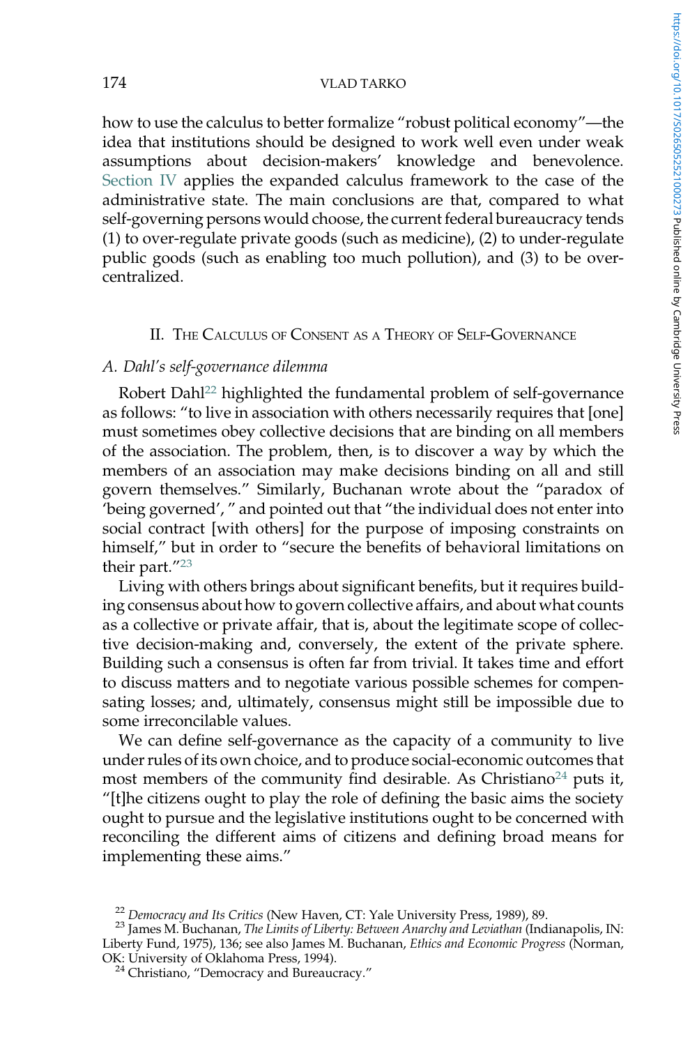how to use the calculus to better formalize "robust political economy"—the idea that institutions should be designed to work well even under weak assumptions about decision-makers' knowledge and benevolence. Section IV applies the expanded calculus framework to the case of the administrative state. The main conclusions are that, compared to what self-governing persons would choose, the current federal bureaucracy tends (1) to over-regulate private goods (such as medicine), (2) to under-regulate public goods (such as enabling too much pollution), and (3) to be over-centralized.

## II. The Calculus of Consent as a Theory of Self-Governance

### A. Dahl's self-governance dilemma

Robert Dahl[22] highlighted the fundamental problem of self-governance as follows: "to live in association with others necessarily requires that [one] must sometimes obey collective decisions that are binding on all members of the association. The problem, then, is to discover a way by which the members of an association may make decisions binding on all and still govern themselves." Similarly, Buchanan wrote about the "paradox of 'being governed'," and pointed out that "the individual does not enter into social contract [with others] for the purpose of imposing constraints on himself," but in order to "secure the benefits of behavioral limitations on their part."[23]

Living with others brings about significant benefits, but it requires building consensus about how to govern collective affairs, and about what counts as a collective or private affair, that is, about the legitimate scope of collective decision-making and, conversely, the extent of the private sphere. Building such a consensus is often far from trivial. It takes time and effort to discuss matters and to negotiate various possible schemes for compensating losses; and, ultimately, consensus might still be impossible due to some irreconcilable values.

We can define self-governance as the capacity of a community to live under rules of its own choice, and to produce social-economic outcomes that most members of the community find desirable. As Christiano[24] puts it, "[t]he citizens ought to play the role of defining the basic aims the society ought to pursue and the legislative institutions ought to be concerned with reconciling the different aims of citizens and defining broad means for implementing these aims."

[22] *Democracy and Its Critics* (New Haven, CT: Yale University Press, 1989), 89.

[23] James M. Buchanan, *The Limits of Liberty: Between Anarchy and Leviathan* (Indianapolis, IN: Liberty Fund, 1975), 136; see also James M. Buchanan, *Ethics and Economic Progress* (Norman, OK: University of Oklahoma Press, 1994).

[24] Christiano, "Democracy and Bureaucracy."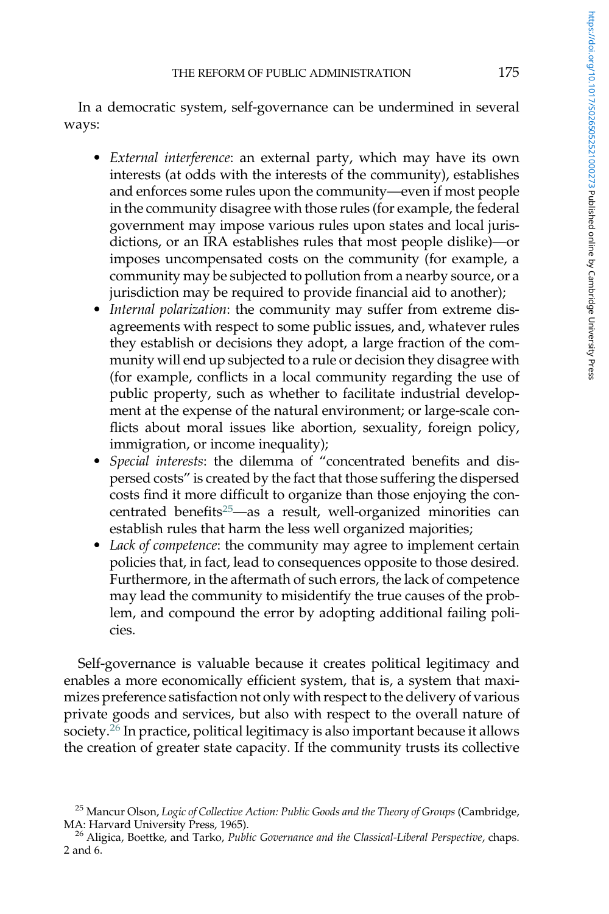In a democratic system, self-governance can be undermined in several ways:

- *External interference*: an external party, which may have its own interests (at odds with the interests of the community), establishes and enforces some rules upon the community—even if most people in the community disagree with those rules (for example, the federal government may impose various rules upon states and local jurisdictions, or an IRA establishes rules that most people dislike)—or imposes uncompensated costs on the community (for example, a community may be subjected to pollution from a nearby source, or a jurisdiction may be required to provide financial aid to another);
- *Internal polarization*: the community may suffer from extreme disagreements with respect to some public issues, and, whatever rules they establish or decisions they adopt, a large fraction of the community will end up subjected to a rule or decision they disagree with (for example, conflicts in a local community regarding the use of public property, such as whether to facilitate industrial development at the expense of the natural environment; or large-scale conflicts about moral issues like abortion, sexuality, foreign policy, immigration, or income inequality);
- *Special interests*: the dilemma of "concentrated benefits and dispersed costs" is created by the fact that those suffering the dispersed costs find it more difficult to organize than those enjoying the concentrated benefits[25]—as a result, well-organized minorities can establish rules that harm the less well organized majorities;
- *Lack of competence*: the community may agree to implement certain policies that, in fact, lead to consequences opposite to those desired. Furthermore, in the aftermath of such errors, the lack of competence may lead the community to misidentify the true causes of the problem, and compound the error by adopting additional failing policies.

Self-governance is valuable because it creates political legitimacy and enables a more economically efficient system, that is, a system that maximizes preference satisfaction not only with respect to the delivery of various private goods and services, but also with respect to the overall nature of society.[26] In practice, political legitimacy is also important because it allows the creation of greater state capacity. If the community trusts its collective

[25] Mancur Olson, *Logic of Collective Action: Public Goods and the Theory of Groups* (Cambridge, MA: Harvard University Press, 1965).

[26] Aligica, Boettke, and Tarko, *Public Governance and the Classical-Liberal Perspective*, chaps. 2 and 6.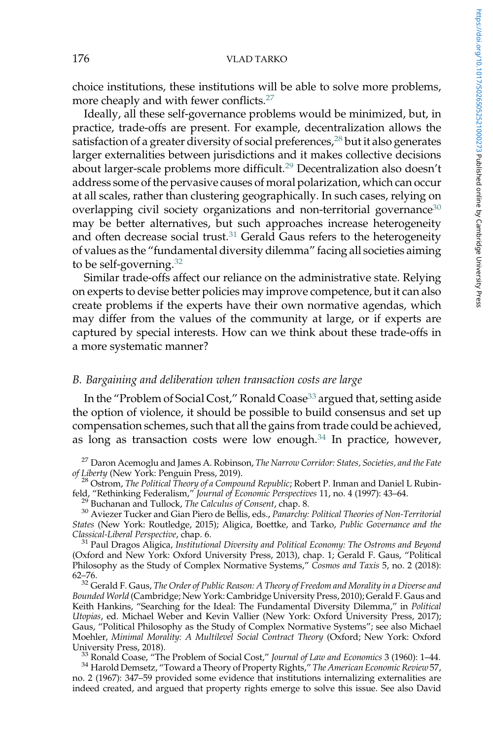choice institutions, these institutions will be able to solve more problems, more cheaply and with fewer conflicts.[27]

Ideally, all these self-governance problems would be minimized, but, in practice, trade-offs are present. For example, decentralization allows the satisfaction of a greater diversity of social preferences,[28] but it also generates larger externalities between jurisdictions and it makes collective decisions about larger-scale problems more difficult.[29] Decentralization also doesn't address some of the pervasive causes of moral polarization, which can occur at all scales, rather than clustering geographically. In such cases, relying on overlapping civil society organizations and non-territorial governance[30] may be better alternatives, but such approaches increase heterogeneity and often decrease social trust.[31] Gerald Gaus refers to the heterogeneity of values as the "fundamental diversity dilemma" facing all societies aiming to be self-governing.[32]

Similar trade-offs affect our reliance on the administrative state. Relying on experts to devise better policies may improve competence, but it can also create problems if the experts have their own normative agendas, which may differ from the values of the community at large, or if experts are captured by special interests. How can we think about these trade-offs in a more systematic manner?

### *B. Bargaining and deliberation when transaction costs are large*

In the "Problem of Social Cost," Ronald Coase[33] argued that, setting aside the option of violence, it should be possible to build consensus and set up compensation schemes, such that all the gains from trade could be achieved, as long as transaction costs were low enough.[34] In practice, however,

[27] Daron Acemoglu and James A. Robinson, *The Narrow Corridor: States, Societies, and the Fate of Liberty* (New York: Penguin Press, 2019).

[28] Ostrom, *The Political Theory of a Compound Republic*; Robert P. Inman and Daniel L Rubinfeld, "Rethinking Federalism," *Journal of Economic Perspectives* 11, no. 4 (1997): 43–64.

[29] Buchanan and Tullock, *The Calculus of Consent*, chap. 8.

[30] Aviezer Tucker and Gian Piero de Bellis, eds., *Panarchy: Political Theories of Non-Territorial States* (New York: Routledge, 2015); Aligica, Boettke, and Tarko, *Public Governance and the Classical-Liberal Perspective*, chap. 6.

[31] Paul Dragos Aligica, *Institutional Diversity and Political Economy: The Ostroms and Beyond* (Oxford and New York: Oxford University Press, 2013), chap. 1; Gerald F. Gaus, "Political Philosophy as the Study of Complex Normative Systems," *Cosmos and Taxis* 5, no. 2 (2018): 62–76.

[32] Gerald F. Gaus, *The Order of Public Reason: A Theory of Freedom and Morality in a Diverse and Bounded World* (Cambridge; New York: Cambridge University Press, 2010); Gerald F. Gaus and Keith Hankins, "Searching for the Ideal: The Fundamental Diversity Dilemma," in *Political Utopias*, ed. Michael Weber and Kevin Vallier (New York: Oxford University Press, 2017); Gaus, "Political Philosophy as the Study of Complex Normative Systems"; see also Michael Moehler, *Minimal Morality: A Multilevel Social Contract Theory* (Oxford; New York: Oxford University Press, 2018).

[33] Ronald Coase, "The Problem of Social Cost," *Journal of Law and Economics* 3 (1960): 1–44.

[34] Harold Demsetz, "Toward a Theory of Property Rights," *The American Economic Review* 57, no. 2 (1967): 347–59 provided some evidence that institutions internalizing externalities are indeed created, and argued that property rights emerge to solve this issue. See also David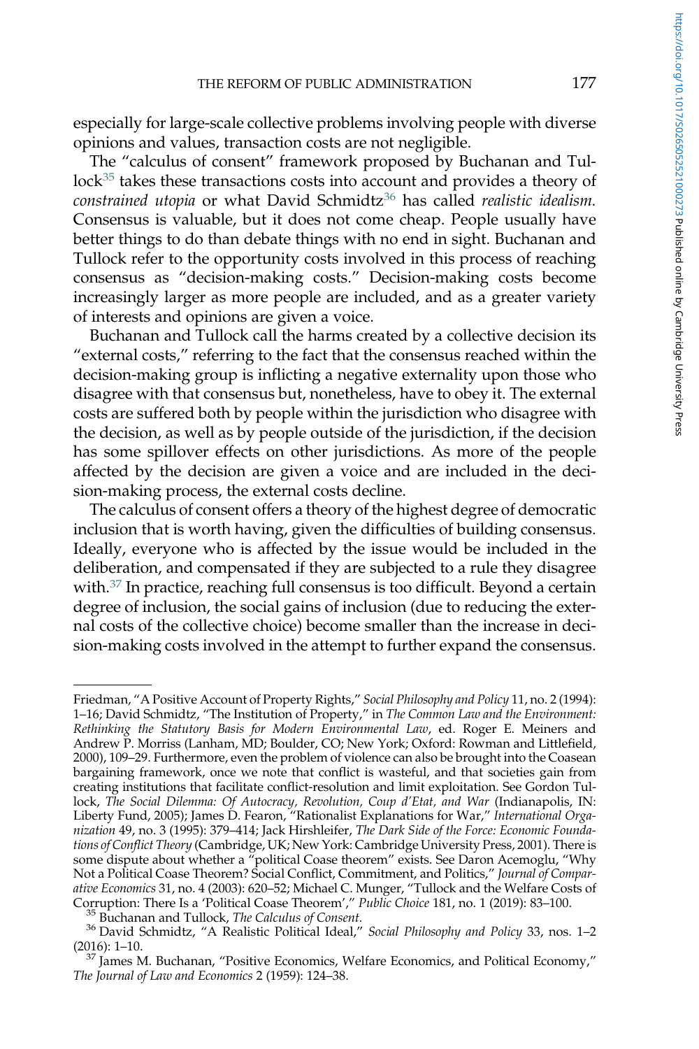especially for large-scale collective problems involving people with diverse opinions and values, transaction costs are not negligible.

The "calculus of consent" framework proposed by Buchanan and Tullock[35] takes these transactions costs into account and provides a theory of *constrained utopia* or what David Schmidtz[36] has called *realistic idealism.* Consensus is valuable, but it does not come cheap. People usually have better things to do than debate things with no end in sight. Buchanan and Tullock refer to the opportunity costs involved in this process of reaching consensus as "decision-making costs." Decision-making costs become increasingly larger as more people are included, and as a greater variety of interests and opinions are given a voice.

Buchanan and Tullock call the harms created by a collective decision its "external costs," referring to the fact that the consensus reached within the decision-making group is inflicting a negative externality upon those who disagree with that consensus but, nonetheless, have to obey it. The external costs are suffered both by people within the jurisdiction who disagree with the decision, as well as by people outside of the jurisdiction, if the decision has some spillover effects on other jurisdictions. As more of the people affected by the decision are given a voice and are included in the decision-making process, the external costs decline.

The calculus of consent offers a theory of the highest degree of democratic inclusion that is worth having, given the difficulties of building consensus. Ideally, everyone who is affected by the issue would be included in the deliberation, and compensated if they are subjected to a rule they disagree with.[37] In practice, reaching full consensus is too difficult. Beyond a certain degree of inclusion, the social gains of inclusion (due to reducing the external costs of the collective choice) become smaller than the increase in decision-making costs involved in the attempt to further expand the consensus.

---

Friedman, "A Positive Account of Property Rights," *Social Philosophy and Policy* 11, no. 2 (1994): 1–16; David Schmidtz, "The Institution of Property," in *The Common Law and the Environment: Rethinking the Statutory Basis for Modern Environmental Law*, ed. Roger E. Meiners and Andrew P. Morriss (Lanham, MD; Boulder, CO; New York; Oxford: Rowman and Littlefield, 2000), 109–29. Furthermore, even the problem of violence can also be brought into the Coasean bargaining framework, once we note that conflict is wasteful, and that societies gain from creating institutions that facilitate conflict-resolution and limit exploitation. See Gordon Tullock, *The Social Dilemma: Of Autocracy, Revolution, Coup d'Etat, and War* (Indianapolis, IN: Liberty Fund, 2005); James D. Fearon, "Rationalist Explanations for War," *International Organization* 49, no. 3 (1995): 379–414; Jack Hirshleifer, *The Dark Side of the Force: Economic Foundations of Conflict Theory* (Cambridge, UK; New York: Cambridge University Press, 2001). There is some dispute about whether a "political Coase theorem" exists. See Daron Acemoglu, "Why Not a Political Coase Theorem? Social Conflict, Commitment, and Politics," *Journal of Comparative Economics* 31, no. 4 (2003): 620–52; Michael C. Munger, "Tullock and the Welfare Costs of Corruption: There Is a 'Political Coase Theorem'," *Public Choice* 181, no. 1 (2019): 83–100.

[35] Buchanan and Tullock, *The Calculus of Consent.*

[36] David Schmidtz, "A Realistic Political Ideal," *Social Philosophy and Policy* 33, nos. 1–2 (2016): 1–10.

[37] James M. Buchanan, "Positive Economics, Welfare Economics, and Political Economy," *The Journal of Law and Economics* 2 (1959): 124–38.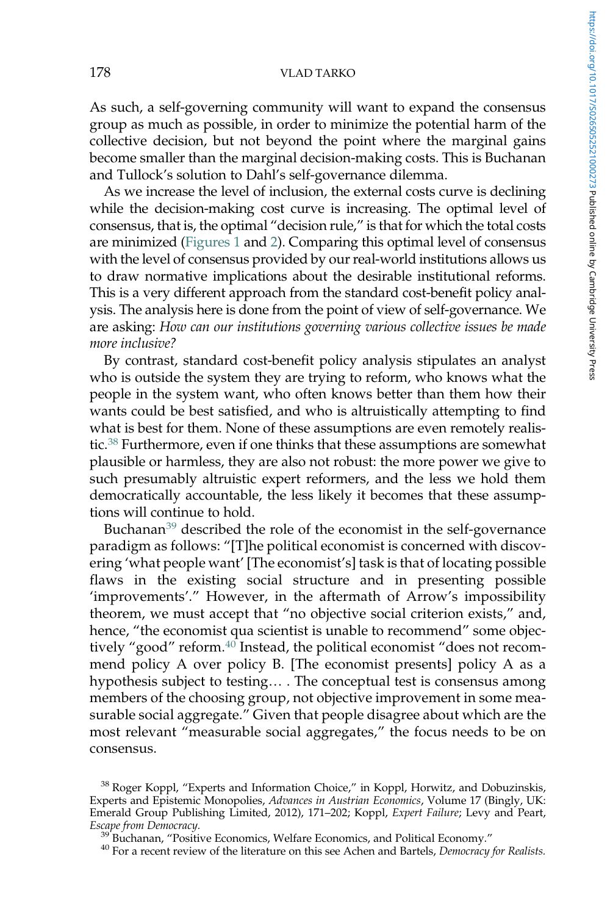As such, a self-governing community will want to expand the consensus group as much as possible, in order to minimize the potential harm of the collective decision, but not beyond the point where the marginal gains become smaller than the marginal decision-making costs. This is Buchanan and Tullock's solution to Dahl's self-governance dilemma.

As we increase the level of inclusion, the external costs curve is declining while the decision-making cost curve is increasing. The optimal level of consensus, that is, the optimal "decision rule," is that for which the total costs are minimized (Figures 1 and 2). Comparing this optimal level of consensus with the level of consensus provided by our real-world institutions allows us to draw normative implications about the desirable institutional reforms. This is a very different approach from the standard cost-benefit policy analysis. The analysis here is done from the point of view of self-governance. We are asking: *How can our institutions governing various collective issues be made more inclusive?*

By contrast, standard cost-benefit policy analysis stipulates an analyst who is outside the system they are trying to reform, who knows what the people in the system want, who often knows better than them how their wants could be best satisfied, and who is altruistically attempting to find what is best for them. None of these assumptions are even remotely realistic.[38] Furthermore, even if one thinks that these assumptions are somewhat plausible or harmless, they are also not robust: the more power we give to such presumably altruistic expert reformers, and the less we hold them democratically accountable, the less likely it becomes that these assumptions will continue to hold.

Buchanan[39] described the role of the economist in the self-governance paradigm as follows: "[T]he political economist is concerned with discovering 'what people want' [The economist's] task is that of locating possible flaws in the existing social structure and in presenting possible 'improvements'." However, in the aftermath of Arrow's impossibility theorem, we must accept that "no objective social criterion exists," and, hence, "the economist qua scientist is unable to recommend" some objectively "good" reform.[40] Instead, the political economist "does not recommend policy A over policy B. [The economist presents] policy A as a hypothesis subject to testing… . The conceptual test is consensus among members of the choosing group, not objective improvement in some measurable social aggregate." Given that people disagree about which are the most relevant "measurable social aggregates," the focus needs to be on consensus.

[38] Roger Koppl, "Experts and Information Choice," in Koppl, Horwitz, and Dobuzinskis, Experts and Epistemic Monopolies, *Advances in Austrian Economics*, Volume 17 (Bingly, UK: Emerald Group Publishing Limited, 2012), 171–202; Koppl, *Expert Failure*; Levy and Peart, *Escape from Democracy*.

[39] Buchanan, "Positive Economics, Welfare Economics, and Political Economy."

[40] For a recent review of the literature on this see Achen and Bartels, *Democracy for Realists.*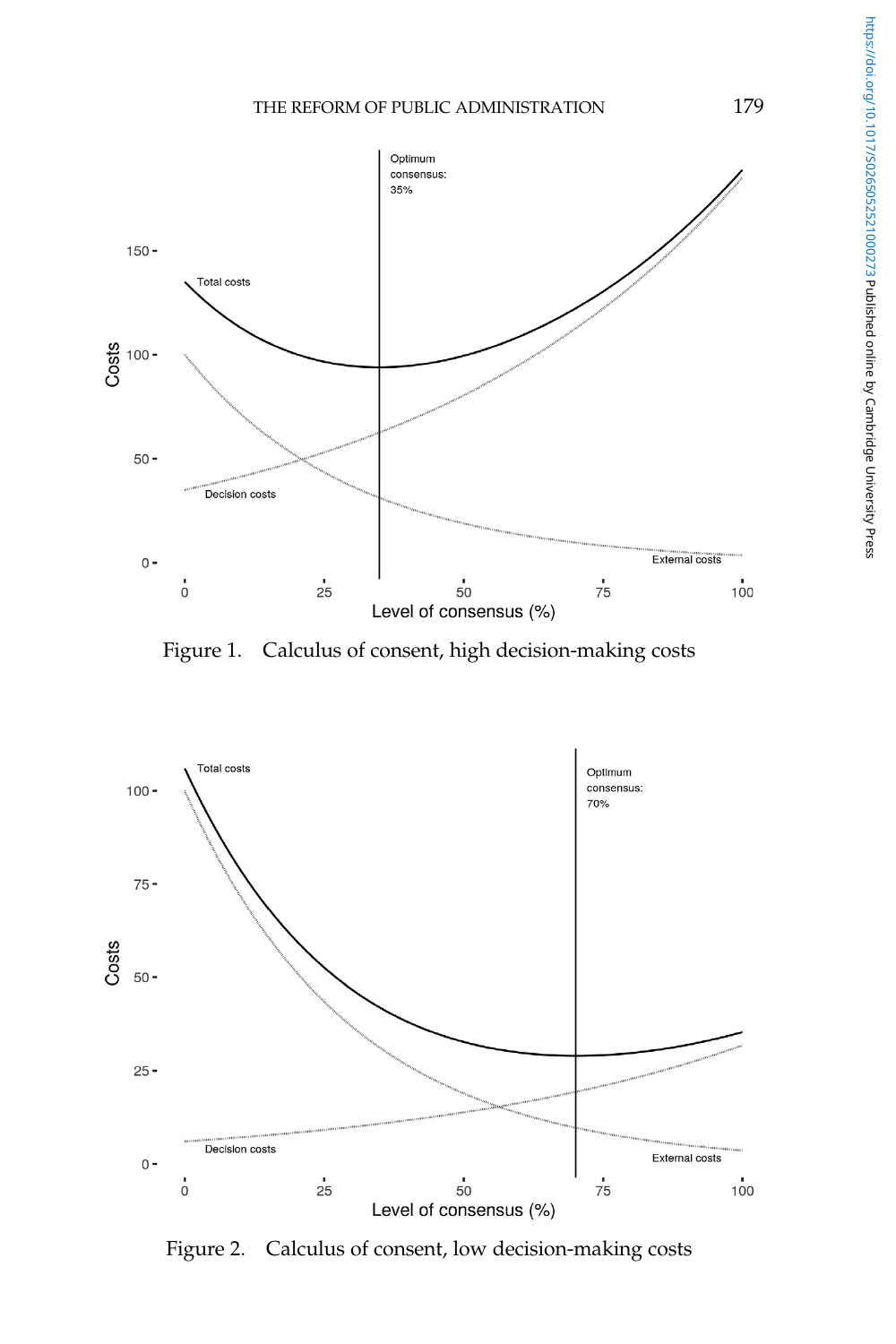Figure 1. Calculus of consent, high decision-making costs

Figure 2. Calculus of consent, low decision-making costs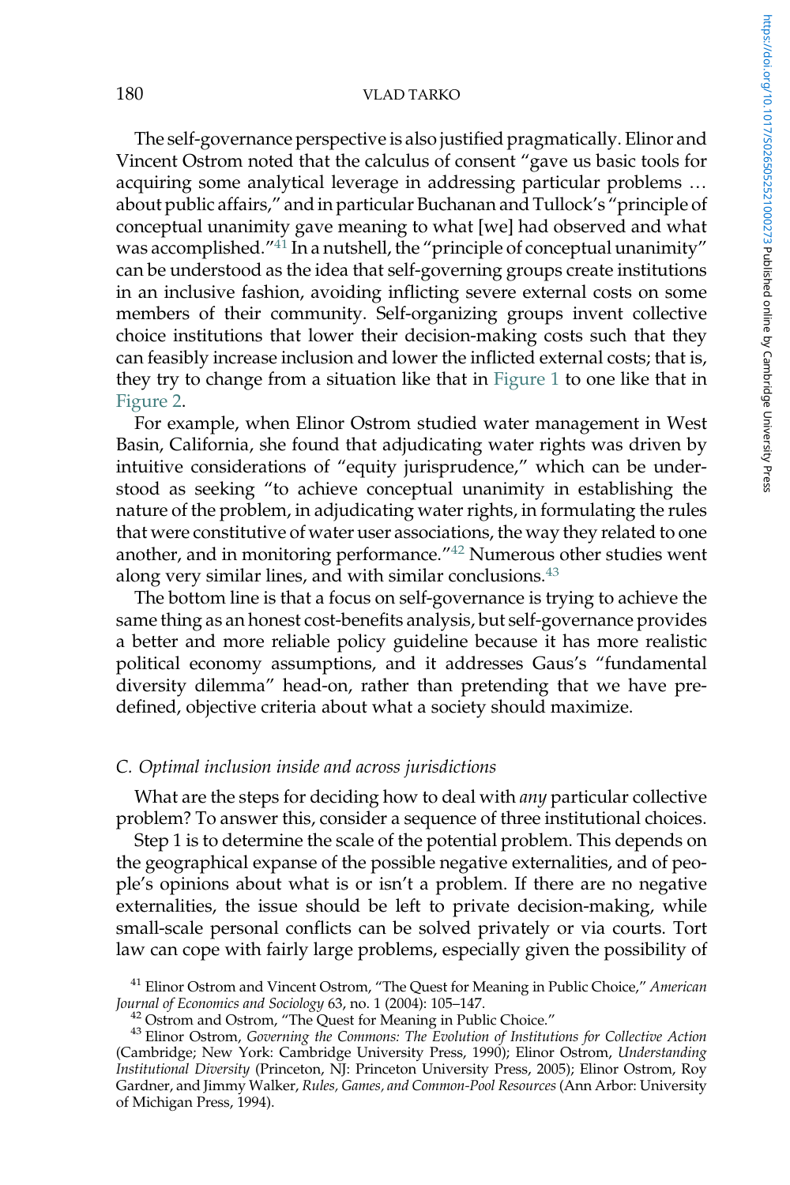The self-governance perspective is also justified pragmatically. Elinor and Vincent Ostrom noted that the calculus of consent "gave us basic tools for acquiring some analytical leverage in addressing particular problems … about public affairs," and in particular Buchanan and Tullock's "principle of conceptual unanimity gave meaning to what [we] had observed and what was accomplished."[41] In a nutshell, the "principle of conceptual unanimity" can be understood as the idea that self-governing groups create institutions in an inclusive fashion, avoiding inflicting severe external costs on some members of their community. Self-organizing groups invent collective choice institutions that lower their decision-making costs such that they can feasibly increase inclusion and lower the inflicted external costs; that is, they try to change from a situation like that in Figure 1 to one like that in Figure 2.

For example, when Elinor Ostrom studied water management in West Basin, California, she found that adjudicating water rights was driven by intuitive considerations of "equity jurisprudence," which can be understood as seeking "to achieve conceptual unanimity in establishing the nature of the problem, in adjudicating water rights, in formulating the rules that were constitutive of water user associations, the way they related to one another, and in monitoring performance."[42] Numerous other studies went along very similar lines, and with similar conclusions.[43]

The bottom line is that a focus on self-governance is trying to achieve the same thing as an honest cost-benefits analysis, but self-governance provides a better and more reliable policy guideline because it has more realistic political economy assumptions, and it addresses Gaus's "fundamental diversity dilemma" head-on, rather than pretending that we have pre-defined, objective criteria about what a society should maximize.

### C. *Optimal inclusion inside and across jurisdictions*

What are the steps for deciding how to deal with *any* particular collective problem? To answer this, consider a sequence of three institutional choices.

Step 1 is to determine the scale of the potential problem. This depends on the geographical expanse of the possible negative externalities, and of people's opinions about what is or isn't a problem. If there are no negative externalities, the issue should be left to private decision-making, while small-scale personal conflicts can be solved privately or via courts. Tort law can cope with fairly large problems, especially given the possibility of

[41] Elinor Ostrom and Vincent Ostrom, "The Quest for Meaning in Public Choice," *American Journal of Economics and Sociology* 63, no. 1 (2004): 105–147.

[42] Ostrom and Ostrom, "The Quest for Meaning in Public Choice."

[43] Elinor Ostrom, *Governing the Commons: The Evolution of Institutions for Collective Action* (Cambridge; New York: Cambridge University Press, 1990); Elinor Ostrom, *Understanding Institutional Diversity* (Princeton, NJ: Princeton University Press, 2005); Elinor Ostrom, Roy Gardner, and Jimmy Walker, *Rules, Games, and Common-Pool Resources* (Ann Arbor: University of Michigan Press, 1994).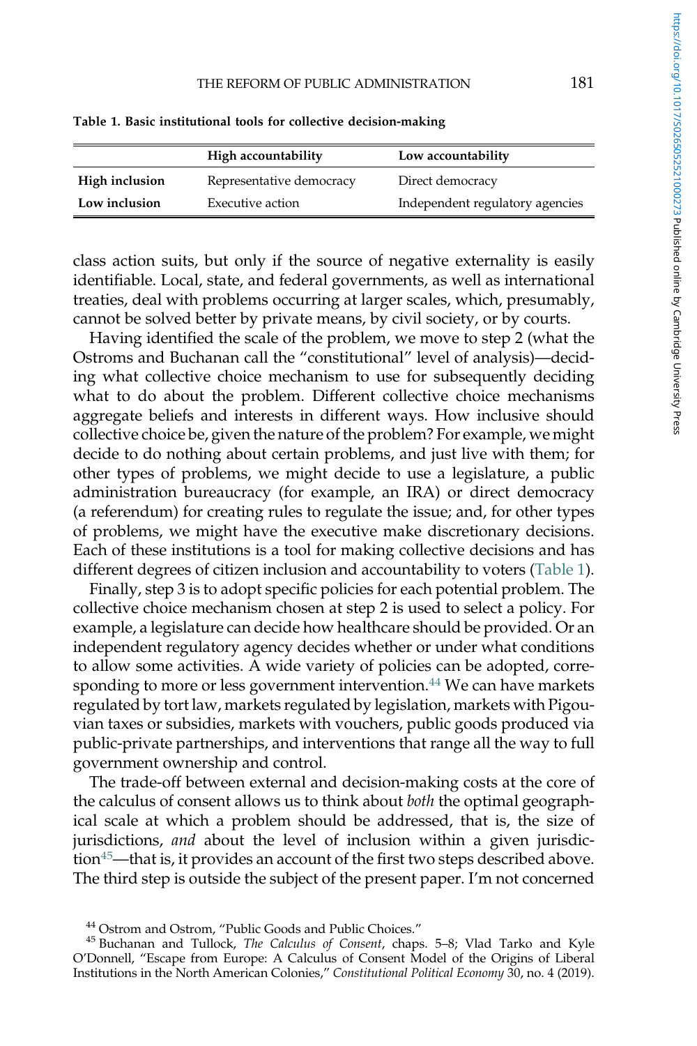Table 1. Basic institutional tools for collective decision-making

| | High accountability | Low accountability |
|---|---|---|
| **High inclusion** | Representative democracy | Direct democracy |
| **Low inclusion** | Executive action | Independent regulatory agencies |

class action suits, but only if the source of negative externality is easily identifiable. Local, state, and federal governments, as well as international treaties, deal with problems occurring at larger scales, which, presumably, cannot be solved better by private means, by civil society, or by courts.

Having identified the scale of the problem, we move to step 2 (what the Ostroms and Buchanan call the "constitutional" level of analysis)—deciding what collective choice mechanism to use for subsequently deciding what to do about the problem. Different collective choice mechanisms aggregate beliefs and interests in different ways. How inclusive should collective choice be, given the nature of the problem? For example, we might decide to do nothing about certain problems, and just live with them; for other types of problems, we might decide to use a legislature, a public administration bureaucracy (for example, an IRA) or direct democracy (a referendum) for creating rules to regulate the issue; and, for other types of problems, we might have the executive make discretionary decisions. Each of these institutions is a tool for making collective decisions and has different degrees of citizen inclusion and accountability to voters (Table 1).

Finally, step 3 is to adopt specific policies for each potential problem. The collective choice mechanism chosen at step 2 is used to select a policy. For example, a legislature can decide how healthcare should be provided. Or an independent regulatory agency decides whether or under what conditions to allow some activities. A wide variety of policies can be adopted, corresponding to more or less government intervention.[44] We can have markets regulated by tort law, markets regulated by legislation, markets with Pigouvian taxes or subsidies, markets with vouchers, public goods produced via public-private partnerships, and interventions that range all the way to full government ownership and control.

The trade-off between external and decision-making costs at the core of the calculus of consent allows us to think about *both* the optimal geographical scale at which a problem should be addressed, that is, the size of jurisdictions, *and* about the level of inclusion within a given jurisdiction[45]—that is, it provides an account of the first two steps described above. The third step is outside the subject of the present paper. I'm not concerned

[44] Ostrom and Ostrom, "Public Goods and Public Choices."

[45] Buchanan and Tullock, *The Calculus of Consent*, chaps. 5–8; Vlad Tarko and Kyle O'Donnell, "Escape from Europe: A Calculus of Consent Model of the Origins of Liberal Institutions in the North American Colonies," *Constitutional Political Economy* 30, no. 4 (2019).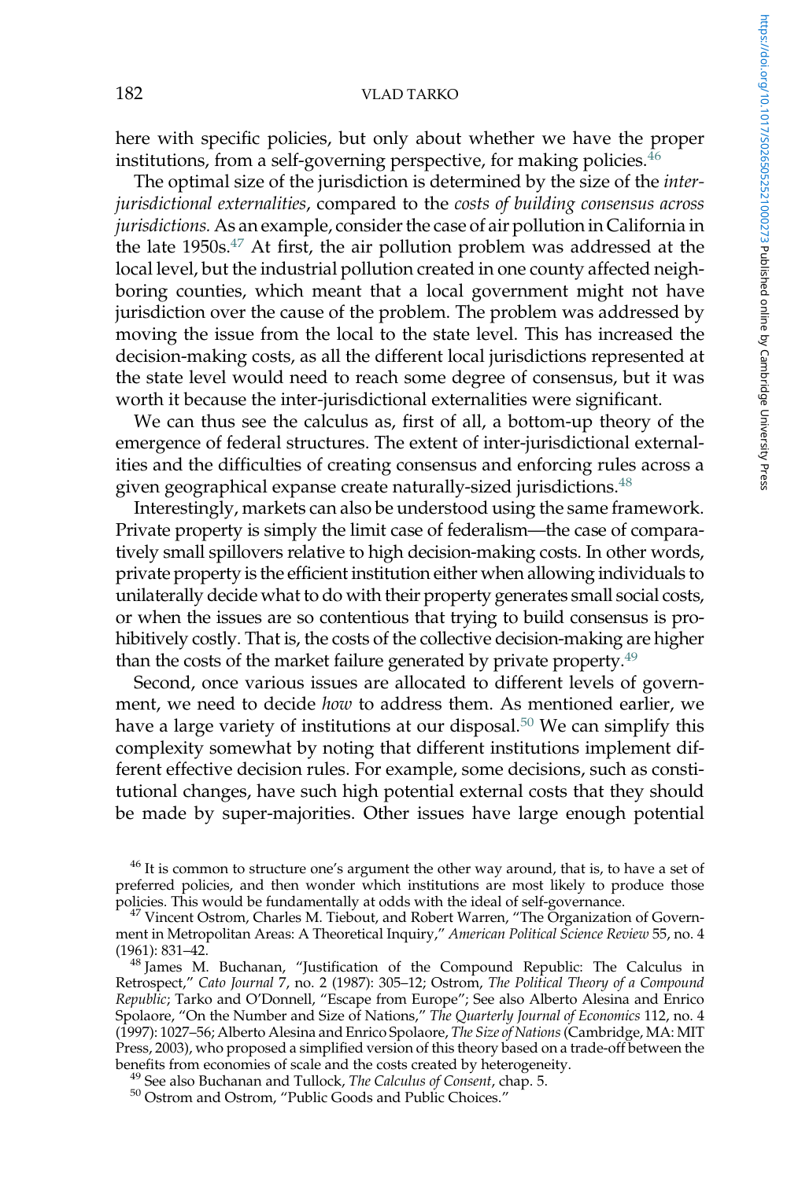here with specific policies, but only about whether we have the proper institutions, from a self-governing perspective, for making policies.[46]

The optimal size of the jurisdiction is determined by the size of the *inter-jurisdictional externalities*, compared to the *costs of building consensus across jurisdictions.* As an example, consider the case of air pollution in California in the late 1950s.[47] At first, the air pollution problem was addressed at the local level, but the industrial pollution created in one county affected neighboring counties, which meant that a local government might not have jurisdiction over the cause of the problem. The problem was addressed by moving the issue from the local to the state level. This has increased the decision-making costs, as all the different local jurisdictions represented at the state level would need to reach some degree of consensus, but it was worth it because the inter-jurisdictional externalities were significant.

We can thus see the calculus as, first of all, a bottom-up theory of the emergence of federal structures. The extent of inter-jurisdictional externalities and the difficulties of creating consensus and enforcing rules across a given geographical expanse create naturally-sized jurisdictions.[48]

Interestingly, markets can also be understood using the same framework. Private property is simply the limit case of federalism—the case of comparatively small spillovers relative to high decision-making costs. In other words, private property is the efficient institution either when allowing individuals to unilaterally decide what to do with their property generates small social costs, or when the issues are so contentious that trying to build consensus is prohibitively costly. That is, the costs of the collective decision-making are higher than the costs of the market failure generated by private property.[49]

Second, once various issues are allocated to different levels of government, we need to decide *how* to address them. As mentioned earlier, we have a large variety of institutions at our disposal.[50] We can simplify this complexity somewhat by noting that different institutions implement different effective decision rules. For example, some decisions, such as constitutional changes, have such high potential external costs that they should be made by super-majorities. Other issues have large enough potential

[46] It is common to structure one's argument the other way around, that is, to have a set of preferred policies, and then wonder which institutions are most likely to produce those policies. This would be fundamentally at odds with the ideal of self-governance.

[47] Vincent Ostrom, Charles M. Tiebout, and Robert Warren, "The Organization of Government in Metropolitan Areas: A Theoretical Inquiry," *American Political Science Review* 55, no. 4 (1961): 831–42.

[48] James M. Buchanan, "Justification of the Compound Republic: The Calculus in Retrospect," *Cato Journal* 7, no. 2 (1987): 305–12; Ostrom, *The Political Theory of a Compound Republic*; Tarko and O'Donnell, "Escape from Europe"; See also Alberto Alesina and Enrico Spolaore, "On the Number and Size of Nations," *The Quarterly Journal of Economics* 112, no. 4 (1997): 1027–56; Alberto Alesina and Enrico Spolaore, *The Size of Nations* (Cambridge, MA: MIT Press, 2003), who proposed a simplified version of this theory based on a trade-off between the benefits from economies of scale and the costs created by heterogeneity.

[49] See also Buchanan and Tullock, *The Calculus of Consent*, chap. 5.

[50] Ostrom and Ostrom, "Public Goods and Public Choices."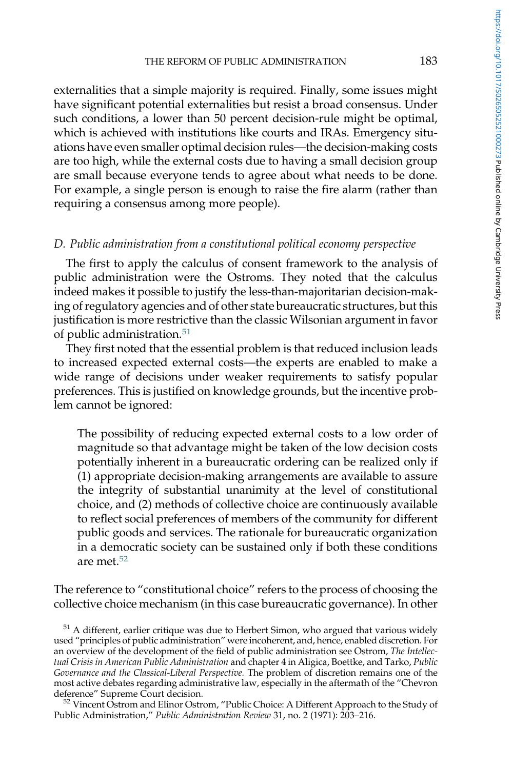externalities that a simple majority is required. Finally, some issues might have significant potential externalities but resist a broad consensus. Under such conditions, a lower than 50 percent decision-rule might be optimal, which is achieved with institutions like courts and IRAs. Emergency situations have even smaller optimal decision rules—the decision-making costs are too high, while the external costs due to having a small decision group are small because everyone tends to agree about what needs to be done. For example, a single person is enough to raise the fire alarm (rather than requiring a consensus among more people).

### *D. Public administration from a constitutional political economy perspective*

The first to apply the calculus of consent framework to the analysis of public administration were the Ostroms. They noted that the calculus indeed makes it possible to justify the less-than-majoritarian decision-making of regulatory agencies and of other state bureaucratic structures, but this justification is more restrictive than the classic Wilsonian argument in favor of public administration.[51]

They first noted that the essential problem is that reduced inclusion leads to increased expected external costs—the experts are enabled to make a wide range of decisions under weaker requirements to satisfy popular preferences. This is justified on knowledge grounds, but the incentive problem cannot be ignored:

> The possibility of reducing expected external costs to a low order of magnitude so that advantage might be taken of the low decision costs potentially inherent in a bureaucratic ordering can be realized only if (1) appropriate decision-making arrangements are available to assure the integrity of substantial unanimity at the level of constitutional choice, and (2) methods of collective choice are continuously available to reflect social preferences of members of the community for different public goods and services. The rationale for bureaucratic organization in a democratic society can be sustained only if both these conditions are met.[52]

The reference to "constitutional choice" refers to the process of choosing the collective choice mechanism (in this case bureaucratic governance). In other

---

[51] A different, earlier critique was due to Herbert Simon, who argued that various widely used "principles of public administration" were incoherent, and, hence, enabled discretion. For an overview of the development of the field of public administration see Ostrom, *The Intellectual Crisis in American Public Administration* and chapter 4 in Aligica, Boettke, and Tarko, *Public Governance and the Classical-Liberal Perspective*. The problem of discretion remains one of the most active debates regarding administrative law, especially in the aftermath of the "Chevron deference" Supreme Court decision.

[52] Vincent Ostrom and Elinor Ostrom, "Public Choice: A Different Approach to the Study of Public Administration," *Public Administration Review* 31, no. 2 (1971): 203–216.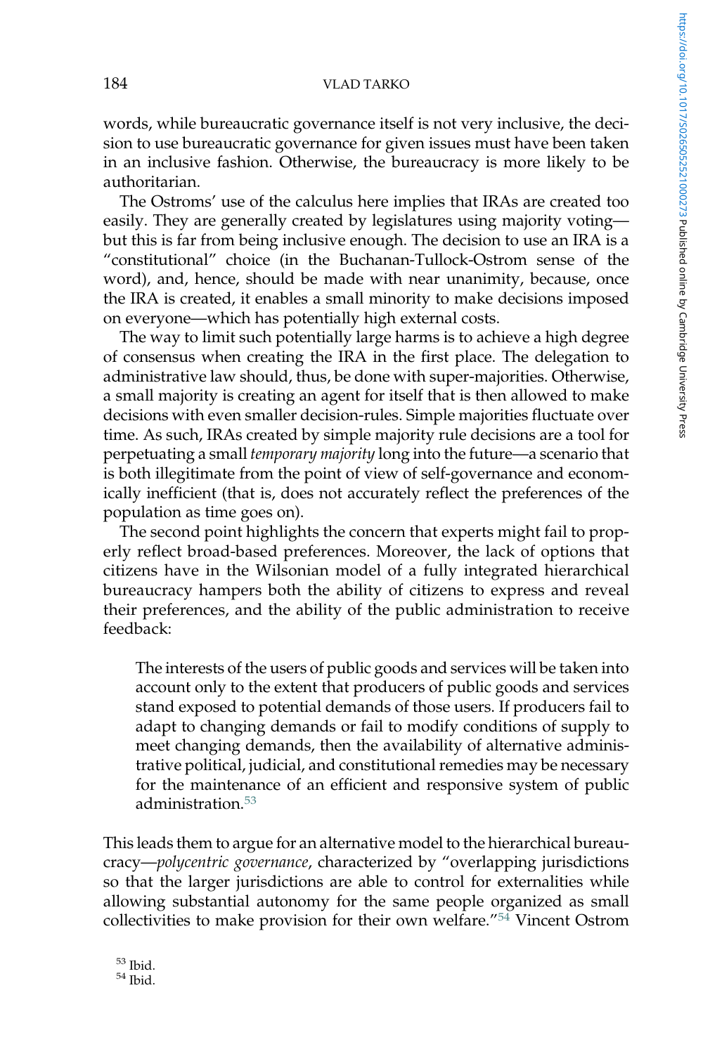words, while bureaucratic governance itself is not very inclusive, the decision to use bureaucratic governance for given issues must have been taken in an inclusive fashion. Otherwise, the bureaucracy is more likely to be authoritarian.

The Ostroms' use of the calculus here implies that IRAs are created too easily. They are generally created by legislatures using majority voting—but this is far from being inclusive enough. The decision to use an IRA is a "constitutional" choice (in the Buchanan-Tullock-Ostrom sense of the word), and, hence, should be made with near unanimity, because, once the IRA is created, it enables a small minority to make decisions imposed on everyone—which has potentially high external costs.

The way to limit such potentially large harms is to achieve a high degree of consensus when creating the IRA in the first place. The delegation to administrative law should, thus, be done with super-majorities. Otherwise, a small majority is creating an agent for itself that is then allowed to make decisions with even smaller decision-rules. Simple majorities fluctuate over time. As such, IRAs created by simple majority rule decisions are a tool for perpetuating a small *temporary majority* long into the future—a scenario that is both illegitimate from the point of view of self-governance and economically inefficient (that is, does not accurately reflect the preferences of the population as time goes on).

The second point highlights the concern that experts might fail to properly reflect broad-based preferences. Moreover, the lack of options that citizens have in the Wilsonian model of a fully integrated hierarchical bureaucracy hampers both the ability of citizens to express and reveal their preferences, and the ability of the public administration to receive feedback:

> The interests of the users of public goods and services will be taken into account only to the extent that producers of public goods and services stand exposed to potential demands of those users. If producers fail to adapt to changing demands or fail to modify conditions of supply to meet changing demands, then the availability of alternative administrative political, judicial, and constitutional remedies may be necessary for the maintenance of an efficient and responsive system of public administration.[53]

This leads them to argue for an alternative model to the hierarchical bureaucracy—*polycentric governance*, characterized by "overlapping jurisdictions so that the larger jurisdictions are able to control for externalities while allowing substantial autonomy for the same people organized as small collectivities to make provision for their own welfare."[54] Vincent Ostrom

[53] Ibid.
[54] Ibid.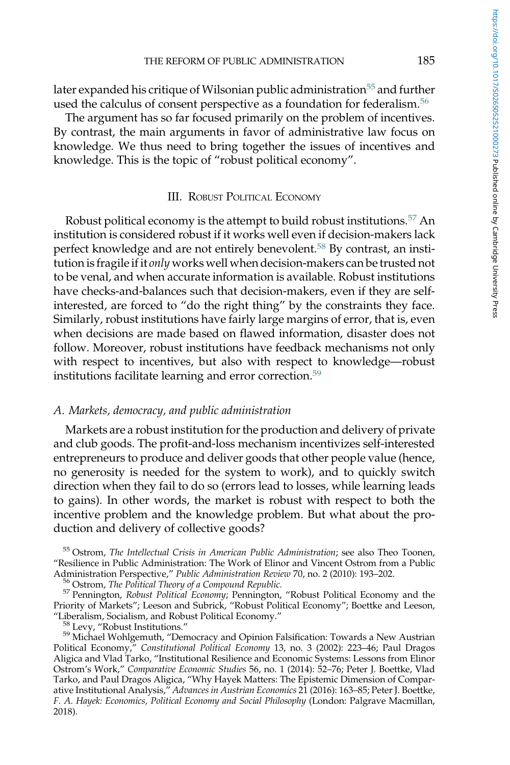later expanded his critique of Wilsonian public administration[55] and further used the calculus of consent perspective as a foundation for federalism.[56]

The argument has so far focused primarily on the problem of incentives. By contrast, the main arguments in favor of administrative law focus on knowledge. We thus need to bring together the issues of incentives and knowledge. This is the topic of "robust political economy".

## III. Robust Political Economy

Robust political economy is the attempt to build robust institutions.[57] An institution is considered robust if it works well even if decision-makers lack perfect knowledge and are not entirely benevolent.[58] By contrast, an institution is fragile if it *only* works well when decision-makers can be trusted not to be venal, and when accurate information is available. Robust institutions have checks-and-balances such that decision-makers, even if they are self-interested, are forced to "do the right thing" by the constraints they face. Similarly, robust institutions have fairly large margins of error, that is, even when decisions are made based on flawed information, disaster does not follow. Moreover, robust institutions have feedback mechanisms not only with respect to incentives, but also with respect to knowledge—robust institutions facilitate learning and error correction.[59]

### *A. Markets, democracy, and public administration*

Markets are a robust institution for the production and delivery of private and club goods. The profit-and-loss mechanism incentivizes self-interested entrepreneurs to produce and deliver goods that other people value (hence, no generosity is needed for the system to work), and to quickly switch direction when they fail to do so (errors lead to losses, while learning leads to gains). In other words, the market is robust with respect to both the incentive problem and the knowledge problem. But what about the production and delivery of collective goods?

[55] Ostrom, *The Intellectual Crisis in American Public Administration*; see also Theo Toonen, "Resilience in Public Administration: The Work of Elinor and Vincent Ostrom from a Public Administration Perspective," *Public Administration Review* 70, no. 2 (2010): 193–202.

[56] Ostrom, *The Political Theory of a Compound Republic.*

[57] Pennington, *Robust Political Economy*; Pennington, "Robust Political Economy and the Priority of Markets"; Leeson and Subrick, "Robust Political Economy"; Boettke and Leeson, "Liberalism, Socialism, and Robust Political Economy."

[58] Levy, "Robust Institutions."

[59] Michael Wohlgemuth, "Democracy and Opinion Falsification: Towards a New Austrian Political Economy," *Constitutional Political Economy* 13, no. 3 (2002): 223–46; Paul Dragos Aligica and Vlad Tarko, "Institutional Resilience and Economic Systems: Lessons from Elinor Ostrom's Work," *Comparative Economic Studies* 56, no. 1 (2014): 52–76; Peter J. Boettke, Vlad Tarko, and Paul Dragos Aligica, "Why Hayek Matters: The Epistemic Dimension of Comparative Institutional Analysis," *Advances in Austrian Economics* 21 (2016): 163–85; Peter J. Boettke, *F. A. Hayek: Economics, Political Economy and Social Philosophy* (London: Palgrave Macmillan, 2018).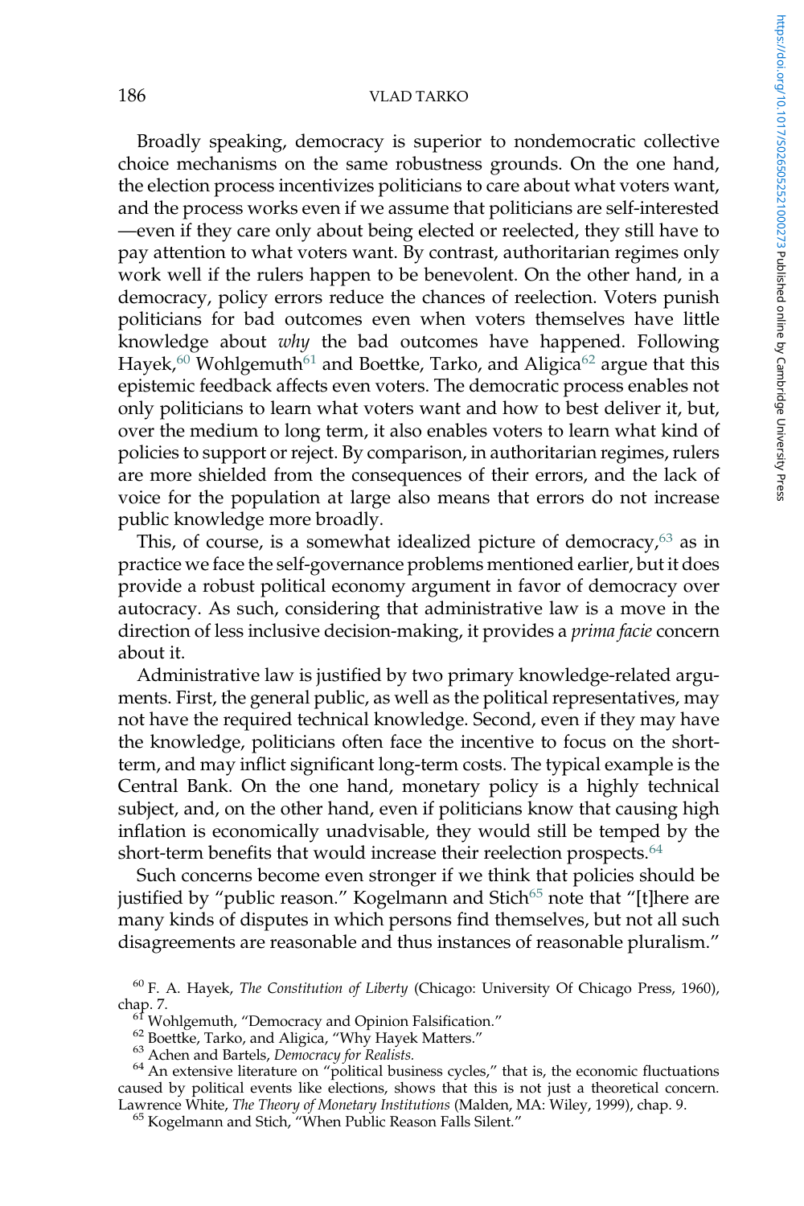Broadly speaking, democracy is superior to nondemocratic collective choice mechanisms on the same robustness grounds. On the one hand, the election process incentivizes politicians to care about what voters want, and the process works even if we assume that politicians are self-interested —even if they care only about being elected or reelected, they still have to pay attention to what voters want. By contrast, authoritarian regimes only work well if the rulers happen to be benevolent. On the other hand, in a democracy, policy errors reduce the chances of reelection. Voters punish politicians for bad outcomes even when voters themselves have little knowledge about *why* the bad outcomes have happened. Following Hayek,[60] Wohlgemuth[61] and Boettke, Tarko, and Aligica[62] argue that this epistemic feedback affects even voters. The democratic process enables not only politicians to learn what voters want and how to best deliver it, but, over the medium to long term, it also enables voters to learn what kind of policies to support or reject. By comparison, in authoritarian regimes, rulers are more shielded from the consequences of their errors, and the lack of voice for the population at large also means that errors do not increase public knowledge more broadly.

This, of course, is a somewhat idealized picture of democracy,[63] as in practice we face the self-governance problems mentioned earlier, but it does provide a robust political economy argument in favor of democracy over autocracy. As such, considering that administrative law is a move in the direction of less inclusive decision-making, it provides a *prima facie* concern about it.

Administrative law is justified by two primary knowledge-related arguments. First, the general public, as well as the political representatives, may not have the required technical knowledge. Second, even if they may have the knowledge, politicians often face the incentive to focus on the short-term, and may inflict significant long-term costs. The typical example is the Central Bank. On the one hand, monetary policy is a highly technical subject, and, on the other hand, even if politicians know that causing high inflation is economically unadvisable, they would still be temped by the short-term benefits that would increase their reelection prospects.[64]

Such concerns become even stronger if we think that policies should be justified by "public reason." Kogelmann and Stich[65] note that "[t]here are many kinds of disputes in which persons find themselves, but not all such disagreements are reasonable and thus instances of reasonable pluralism."

[60] F. A. Hayek, *The Constitution of Liberty* (Chicago: University Of Chicago Press, 1960), chap. 7.

[61] Wohlgemuth, "Democracy and Opinion Falsification."

[62] Boettke, Tarko, and Aligica, "Why Hayek Matters."

[63] Achen and Bartels, *Democracy for Realists.*

[64] An extensive literature on "political business cycles," that is, the economic fluctuations caused by political events like elections, shows that this is not just a theoretical concern. Lawrence White, *The Theory of Monetary Institutions* (Malden, MA: Wiley, 1999), chap. 9.

[65] Kogelmann and Stich, "When Public Reason Falls Silent."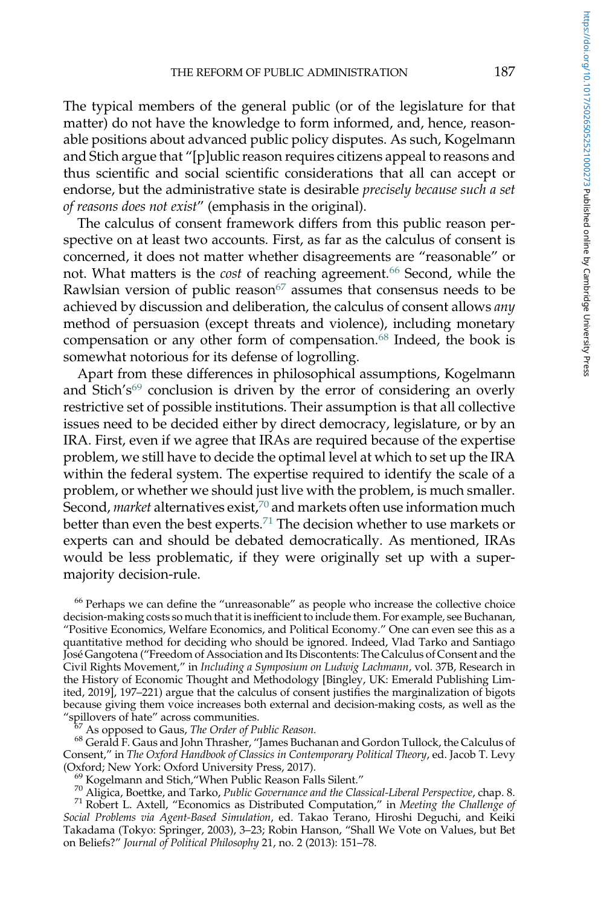The typical members of the general public (or of the legislature for that matter) do not have the knowledge to form informed, and, hence, reasonable positions about advanced public policy disputes. As such, Kogelmann and Stich argue that "[p]ublic reason requires citizens appeal to reasons and thus scientific and social scientific considerations that all can accept or endorse, but the administrative state is desirable *precisely because such a set of reasons does not exist*" (emphasis in the original).

The calculus of consent framework differs from this public reason perspective on at least two accounts. First, as far as the calculus of consent is concerned, it does not matter whether disagreements are "reasonable" or not. What matters is the *cost* of reaching agreement.[66] Second, while the Rawlsian version of public reason[67] assumes that consensus needs to be achieved by discussion and deliberation, the calculus of consent allows *any* method of persuasion (except threats and violence), including monetary compensation or any other form of compensation.[68] Indeed, the book is somewhat notorious for its defense of logrolling.

Apart from these differences in philosophical assumptions, Kogelmann and Stich's[69] conclusion is driven by the error of considering an overly restrictive set of possible institutions. Their assumption is that all collective issues need to be decided either by direct democracy, legislature, or by an IRA. First, even if we agree that IRAs are required because of the expertise problem, we still have to decide the optimal level at which to set up the IRA within the federal system. The expertise required to identify the scale of a problem, or whether we should just live with the problem, is much smaller. Second, *market* alternatives exist,[70] and markets often use information much better than even the best experts.[71] The decision whether to use markets or experts can and should be debated democratically. As mentioned, IRAs would be less problematic, if they were originally set up with a supermajority decision-rule.

[66] Perhaps we can define the "unreasonable" as people who increase the collective choice decision-making costs so much that it is inefficient to include them. For example, see Buchanan, "Positive Economics, Welfare Economics, and Political Economy." One can even see this as a quantitative method for deciding who should be ignored. Indeed, Vlad Tarko and Santiago José Gangotena ("Freedom of Association and Its Discontents: The Calculus of Consent and the Civil Rights Movement," in *Including a Symposium on Ludwig Lachmann*, vol. 37B, Research in the History of Economic Thought and Methodology [Bingley, UK: Emerald Publishing Limited, 2019], 197–221) argue that the calculus of consent justifies the marginalization of bigots because giving them voice increases both external and decision-making costs, as well as the "spillovers of hate" across communities.

[67] As opposed to Gaus, *The Order of Public Reason.*

[68] Gerald F. Gaus and John Thrasher, "James Buchanan and Gordon Tullock, the Calculus of Consent," in *The Oxford Handbook of Classics in Contemporary Political Theory*, ed. Jacob T. Levy (Oxford; New York: Oxford University Press, 2017).

[69] Kogelmann and Stich,"When Public Reason Falls Silent."

[70] Aligica, Boettke, and Tarko, *Public Governance and the Classical-Liberal Perspective*, chap. 8.

[71] Robert L. Axtell, "Economics as Distributed Computation," in *Meeting the Challenge of Social Problems via Agent-Based Simulation*, ed. Takao Terano, Hiroshi Deguchi, and Keiki Takadama (Tokyo: Springer, 2003), 3–23; Robin Hanson, "Shall We Vote on Values, but Bet on Beliefs?" *Journal of Political Philosophy* 21, no. 2 (2013): 151–78.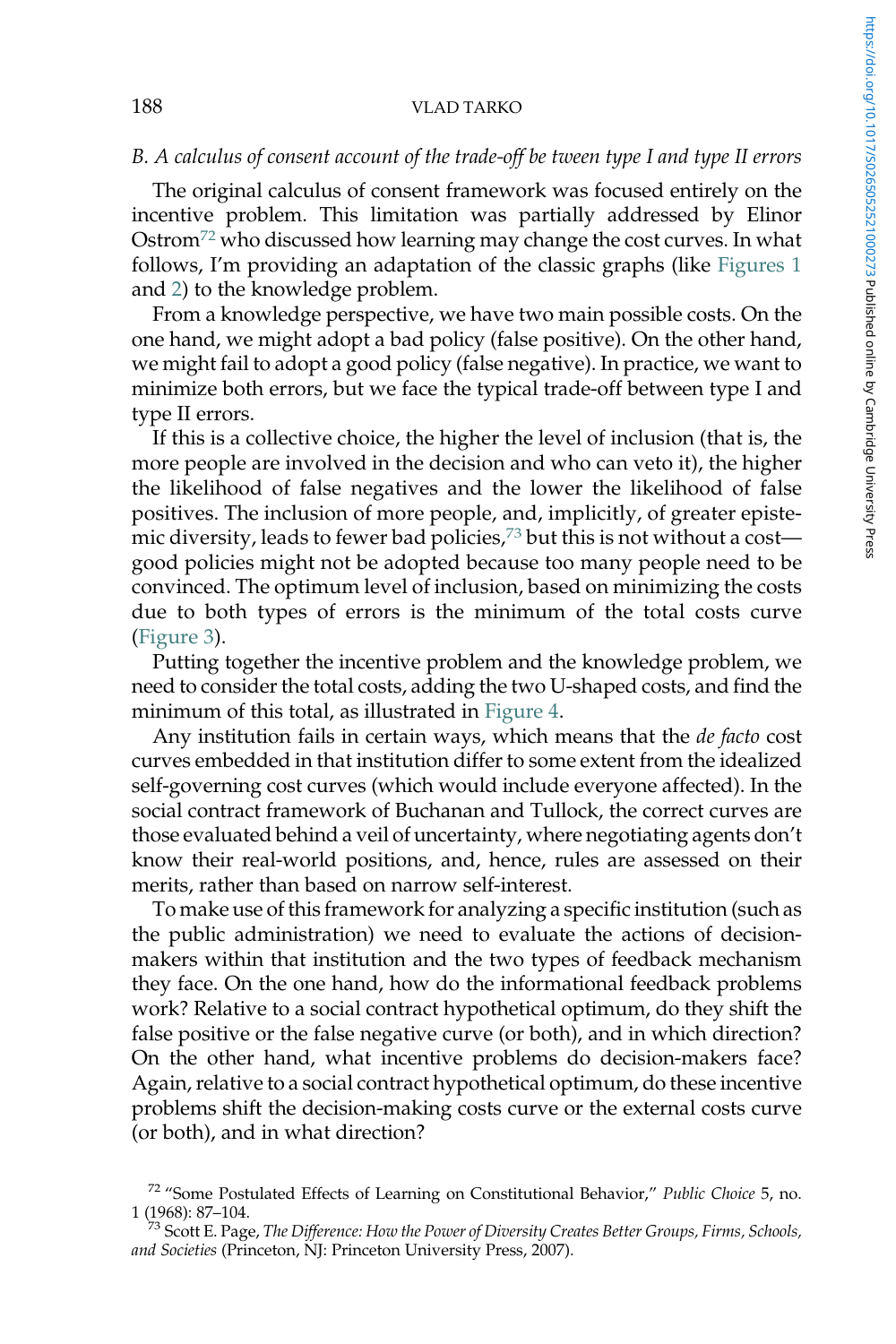### *B. A calculus of consent account of the trade-off be tween type I and type II errors*

The original calculus of consent framework was focused entirely on the incentive problem. This limitation was partially addressed by Elinor Ostrom[72] who discussed how learning may change the cost curves. In what follows, I'm providing an adaptation of the classic graphs (like Figures 1 and 2) to the knowledge problem.

From a knowledge perspective, we have two main possible costs. On the one hand, we might adopt a bad policy (false positive). On the other hand, we might fail to adopt a good policy (false negative). In practice, we want to minimize both errors, but we face the typical trade-off between type I and type II errors.

If this is a collective choice, the higher the level of inclusion (that is, the more people are involved in the decision and who can veto it), the higher the likelihood of false negatives and the lower the likelihood of false positives. The inclusion of more people, and, implicitly, of greater epistemic diversity, leads to fewer bad policies,[73] but this is not without a cost—good policies might not be adopted because too many people need to be convinced. The optimum level of inclusion, based on minimizing the costs due to both types of errors is the minimum of the total costs curve (Figure 3).

Putting together the incentive problem and the knowledge problem, we need to consider the total costs, adding the two U-shaped costs, and find the minimum of this total, as illustrated in Figure 4.

Any institution fails in certain ways, which means that the *de facto* cost curves embedded in that institution differ to some extent from the idealized self-governing cost curves (which would include everyone affected). In the social contract framework of Buchanan and Tullock, the correct curves are those evaluated behind a veil of uncertainty, where negotiating agents don't know their real-world positions, and, hence, rules are assessed on their merits, rather than based on narrow self-interest.

To make use of this framework for analyzing a specific institution (such as the public administration) we need to evaluate the actions of decision-makers within that institution and the two types of feedback mechanism they face. On the one hand, how do the informational feedback problems work? Relative to a social contract hypothetical optimum, do they shift the false positive or the false negative curve (or both), and in which direction? On the other hand, what incentive problems do decision-makers face? Again, relative to a social contract hypothetical optimum, do these incentive problems shift the decision-making costs curve or the external costs curve (or both), and in what direction?

[72] "Some Postulated Effects of Learning on Constitutional Behavior," *Public Choice* 5, no. 1 (1968): 87–104.

[73] Scott E. Page, *The Difference: How the Power of Diversity Creates Better Groups, Firms, Schools, and Societies* (Princeton, NJ: Princeton University Press, 2007).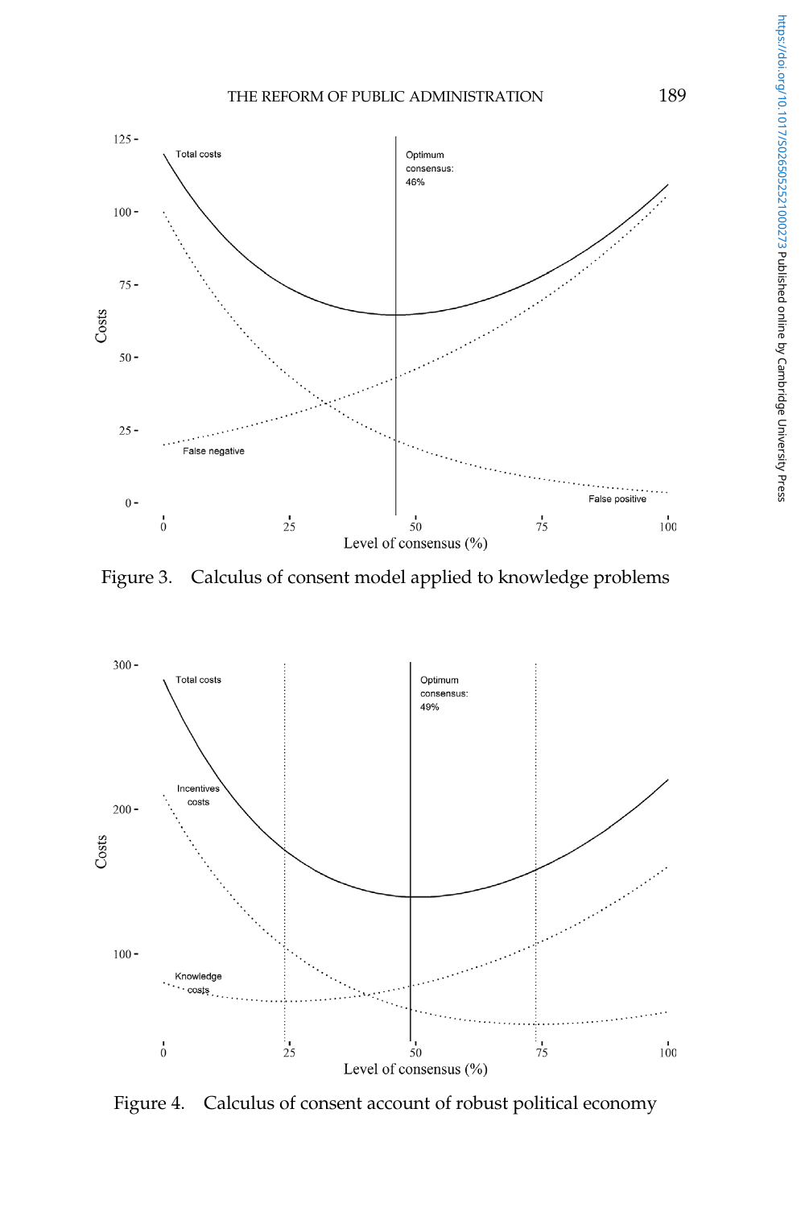Figure 3. Calculus of consent model applied to knowledge problems

Figure 4. Calculus of consent account of robust political economy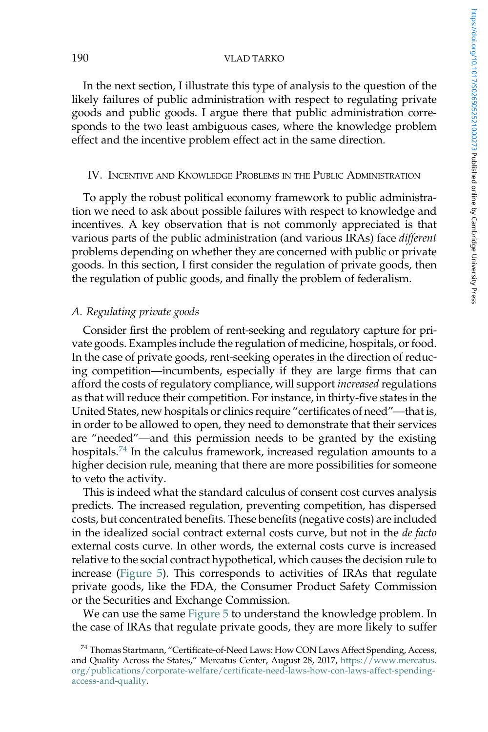In the next section, I illustrate this type of analysis to the question of the likely failures of public administration with respect to regulating private goods and public goods. I argue there that public administration corresponds to the two least ambiguous cases, where the knowledge problem effect and the incentive problem effect act in the same direction.

## IV. Incentive and Knowledge Problems in the Public Administration

To apply the robust political economy framework to public administration we need to ask about possible failures with respect to knowledge and incentives. A key observation that is not commonly appreciated is that various parts of the public administration (and various IRAs) face *different* problems depending on whether they are concerned with public or private goods. In this section, I first consider the regulation of private goods, then the regulation of public goods, and finally the problem of federalism.

### A. Regulating private goods

Consider first the problem of rent-seeking and regulatory capture for private goods. Examples include the regulation of medicine, hospitals, or food. In the case of private goods, rent-seeking operates in the direction of reducing competition—incumbents, especially if they are large firms that can afford the costs of regulatory compliance, will support *increased* regulations as that will reduce their competition. For instance, in thirty-five states in the United States, new hospitals or clinics require "certificates of need"—that is, in order to be allowed to open, they need to demonstrate that their services are "needed"—and this permission needs to be granted by the existing hospitals.[74] In the calculus framework, increased regulation amounts to a higher decision rule, meaning that there are more possibilities for someone to veto the activity.

This is indeed what the standard calculus of consent cost curves analysis predicts. The increased regulation, preventing competition, has dispersed costs, but concentrated benefits. These benefits (negative costs) are included in the idealized social contract external costs curve, but not in the *de facto* external costs curve. In other words, the external costs curve is increased relative to the social contract hypothetical, which causes the decision rule to increase (Figure 5). This corresponds to activities of IRAs that regulate private goods, like the FDA, the Consumer Product Safety Commission or the Securities and Exchange Commission.

We can use the same Figure 5 to understand the knowledge problem. In the case of IRAs that regulate private goods, they are more likely to suffer

[74] Thomas Startmann, "Certificate-of-Need Laws: How CON Laws Affect Spending, Access, and Quality Across the States," Mercatus Center, August 28, 2017, https://www.mercatus.org/publications/corporate-welfare/certificate-need-laws-how-con-laws-affect-spending-access-and-quality.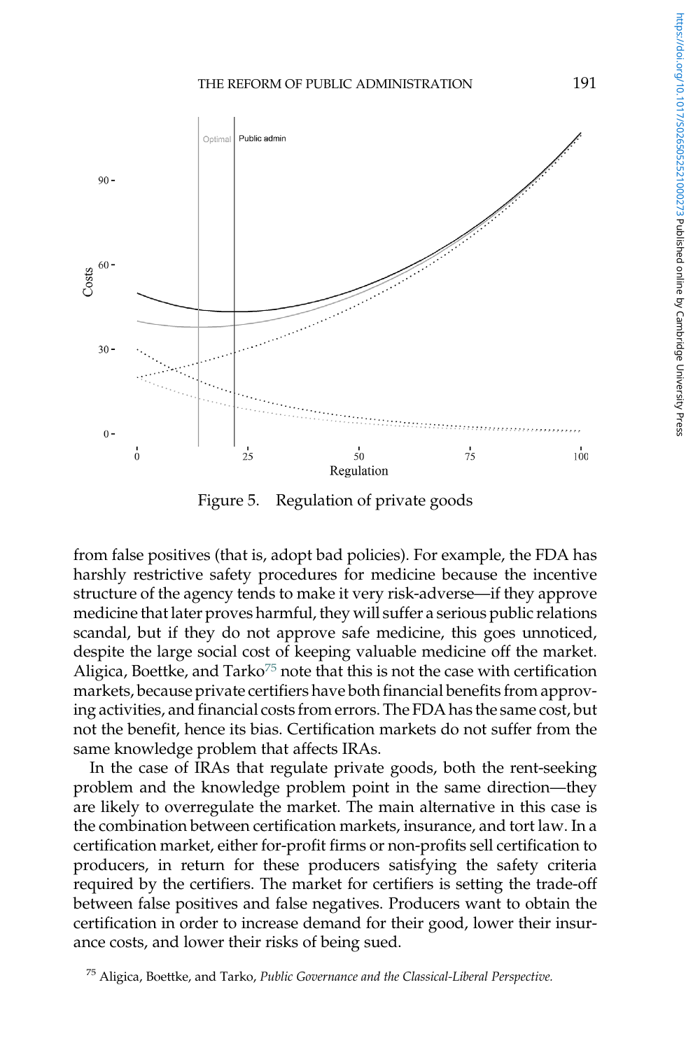Figure 5. Regulation of private goods

from false positives (that is, adopt bad policies). For example, the FDA has harshly restrictive safety procedures for medicine because the incentive structure of the agency tends to make it very risk-adverse—if they approve medicine that later proves harmful, they will suffer a serious public relations scandal, but if they do not approve safe medicine, this goes unnoticed, despite the large social cost of keeping valuable medicine off the market. Aligica, Boettke, and Tarko[75] note that this is not the case with certification markets, because private certifiers have both financial benefits from approving activities, and financial costs from errors. The FDA has the same cost, but not the benefit, hence its bias. Certification markets do not suffer from the same knowledge problem that affects IRAs.

In the case of IRAs that regulate private goods, both the rent-seeking problem and the knowledge problem point in the same direction—they are likely to overregulate the market. The main alternative in this case is the combination between certification markets, insurance, and tort law. In a certification market, either for-profit firms or non-profits sell certification to producers, in return for these producers satisfying the safety criteria required by the certifiers. The market for certifiers is setting the trade-off between false positives and false negatives. Producers want to obtain the certification in order to increase demand for their good, lower their insurance costs, and lower their risks of being sued.

[75] Aligica, Boettke, and Tarko, *Public Governance and the Classical-Liberal Perspective.*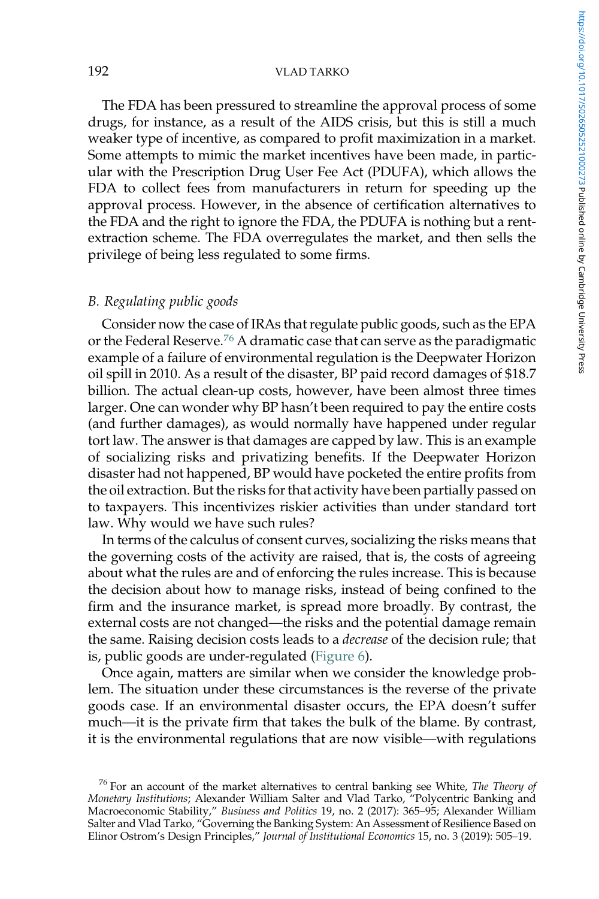The FDA has been pressured to streamline the approval process of some drugs, for instance, as a result of the AIDS crisis, but this is still a much weaker type of incentive, as compared to profit maximization in a market. Some attempts to mimic the market incentives have been made, in particular with the Prescription Drug User Fee Act (PDUFA), which allows the FDA to collect fees from manufacturers in return for speeding up the approval process. However, in the absence of certification alternatives to the FDA and the right to ignore the FDA, the PDUFA is nothing but a rent-extraction scheme. The FDA overregulates the market, and then sells the privilege of being less regulated to some firms.

### B. Regulating public goods

Consider now the case of IRAs that regulate public goods, such as the EPA or the Federal Reserve.[76] A dramatic case that can serve as the paradigmatic example of a failure of environmental regulation is the Deepwater Horizon oil spill in 2010. As a result of the disaster, BP paid record damages of $18.7 billion. The actual clean-up costs, however, have been almost three times larger. One can wonder why BP hasn't been required to pay the entire costs (and further damages), as would normally have happened under regular tort law. The answer is that damages are capped by law. This is an example of socializing risks and privatizing benefits. If the Deepwater Horizon disaster had not happened, BP would have pocketed the entire profits from the oil extraction. But the risks for that activity have been partially passed on to taxpayers. This incentivizes riskier activities than under standard tort law. Why would we have such rules?

In terms of the calculus of consent curves, socializing the risks means that the governing costs of the activity are raised, that is, the costs of agreeing about what the rules are and of enforcing the rules increase. This is because the decision about how to manage risks, instead of being confined to the firm and the insurance market, is spread more broadly. By contrast, the external costs are not changed—the risks and the potential damage remain the same. Raising decision costs leads to a *decrease* of the decision rule; that is, public goods are under-regulated (Figure 6).

Once again, matters are similar when we consider the knowledge problem. The situation under these circumstances is the reverse of the private goods case. If an environmental disaster occurs, the EPA doesn't suffer much—it is the private firm that takes the bulk of the blame. By contrast, it is the environmental regulations that are now visible—with regulations

[76] For an account of the market alternatives to central banking see White, *The Theory of Monetary Institutions*; Alexander William Salter and Vlad Tarko, "Polycentric Banking and Macroeconomic Stability," *Business and Politics* 19, no. 2 (2017): 365–95; Alexander William Salter and Vlad Tarko, "Governing the Banking System: An Assessment of Resilience Based on Elinor Ostrom's Design Principles," *Journal of Institutional Economics* 15, no. 3 (2019): 505–19.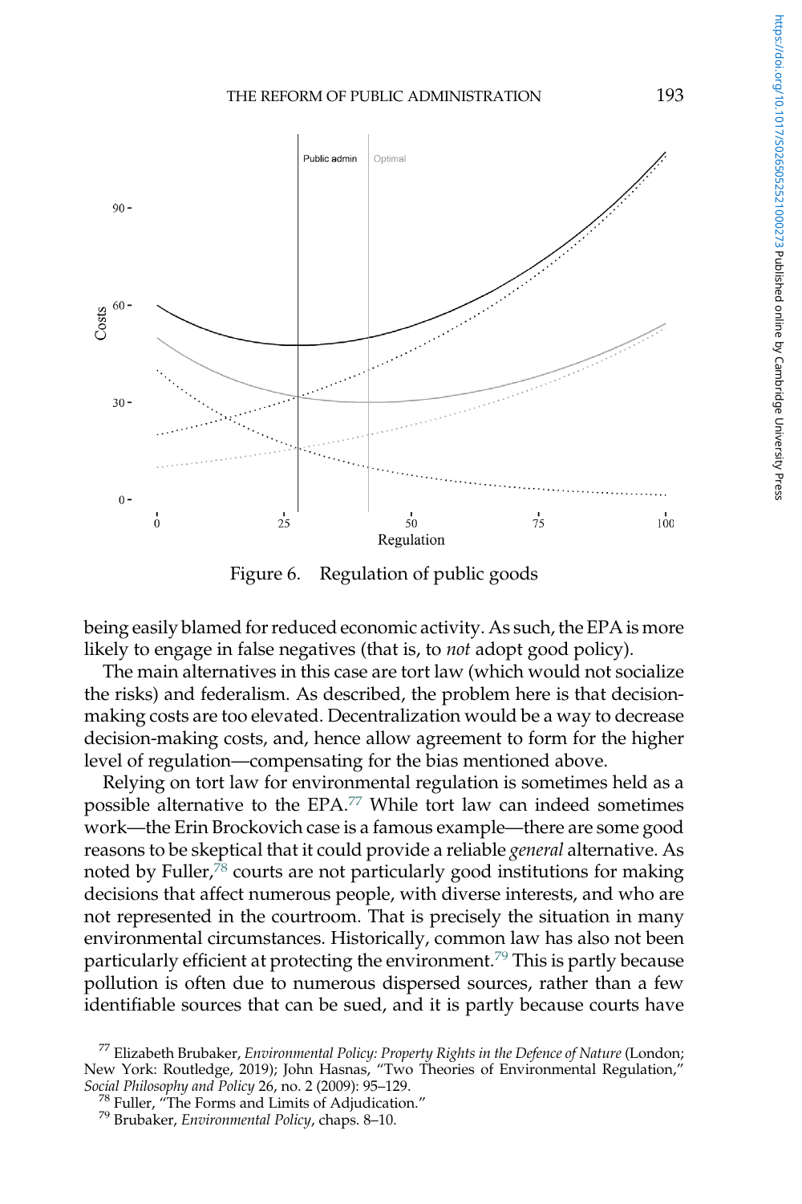Figure 6. Regulation of public goods

being easily blamed for reduced economic activity. As such, the EPA is more likely to engage in false negatives (that is, to *not* adopt good policy).

The main alternatives in this case are tort law (which would not socialize the risks) and federalism. As described, the problem here is that decision-making costs are too elevated. Decentralization would be a way to decrease decision-making costs, and, hence allow agreement to form for the higher level of regulation—compensating for the bias mentioned above.

Relying on tort law for environmental regulation is sometimes held as a possible alternative to the EPA.[77] While tort law can indeed sometimes work—the Erin Brockovich case is a famous example—there are some good reasons to be skeptical that it could provide a reliable *general* alternative. As noted by Fuller,[78] courts are not particularly good institutions for making decisions that affect numerous people, with diverse interests, and who are not represented in the courtroom. That is precisely the situation in many environmental circumstances. Historically, common law has also not been particularly efficient at protecting the environment.[79] This is partly because pollution is often due to numerous dispersed sources, rather than a few identifiable sources that can be sued, and it is partly because courts have

[77] Elizabeth Brubaker, *Environmental Policy: Property Rights in the Defence of Nature* (London; New York: Routledge, 2019); John Hasnas, "Two Theories of Environmental Regulation," *Social Philosophy and Policy* 26, no. 2 (2009): 95–129.

[78] Fuller, "The Forms and Limits of Adjudication."

[79] Brubaker, *Environmental Policy*, chaps. 8–10.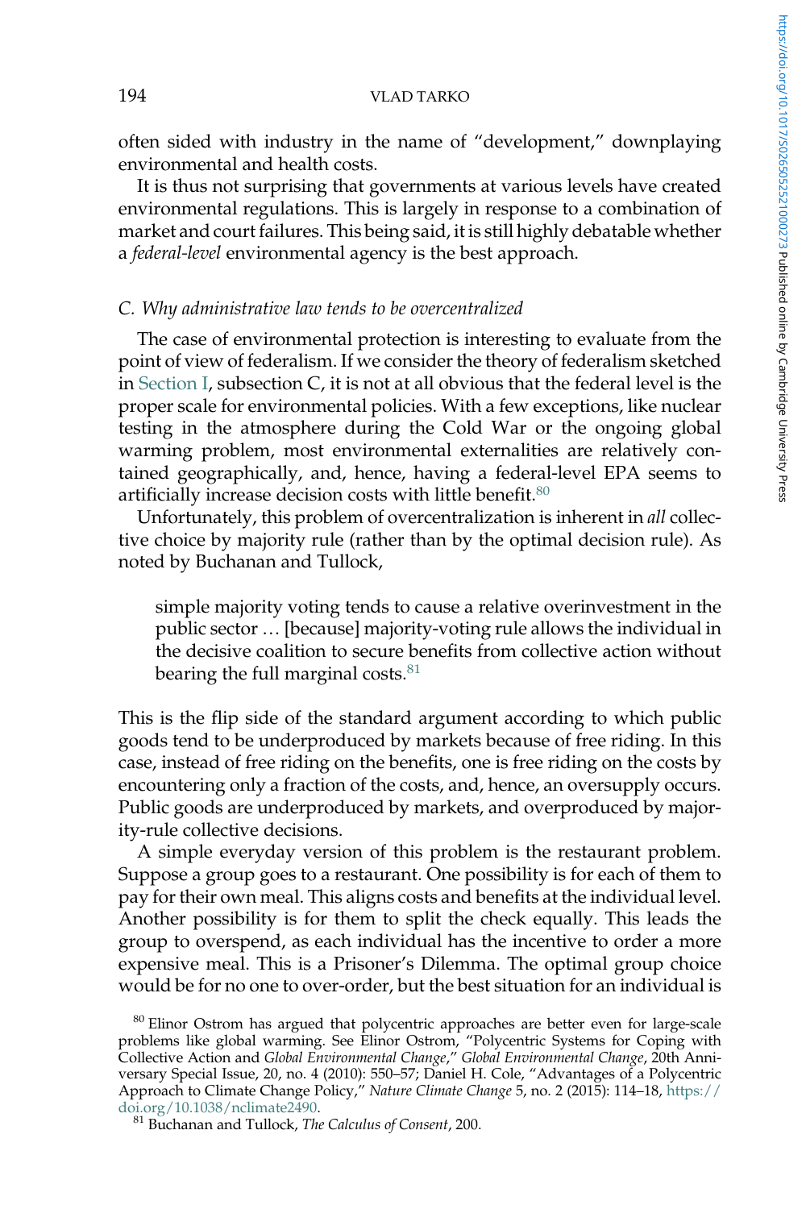often sided with industry in the name of "development," downplaying environmental and health costs.

It is thus not surprising that governments at various levels have created environmental regulations. This is largely in response to a combination of market and court failures. This being said, it is still highly debatable whether a *federal-level* environmental agency is the best approach.

### C. Why administrative law tends to be overcentralized

The case of environmental protection is interesting to evaluate from the point of view of federalism. If we consider the theory of federalism sketched in Section I, subsection C, it is not at all obvious that the federal level is the proper scale for environmental policies. With a few exceptions, like nuclear testing in the atmosphere during the Cold War or the ongoing global warming problem, most environmental externalities are relatively contained geographically, and, hence, having a federal-level EPA seems to artificially increase decision costs with little benefit.[80]

Unfortunately, this problem of overcentralization is inherent in *all* collective choice by majority rule (rather than by the optimal decision rule). As noted by Buchanan and Tullock,

> simple majority voting tends to cause a relative overinvestment in the public sector … [because] majority-voting rule allows the individual in the decisive coalition to secure benefits from collective action without bearing the full marginal costs.[81]

This is the flip side of the standard argument according to which public goods tend to be underproduced by markets because of free riding. In this case, instead of free riding on the benefits, one is free riding on the costs by encountering only a fraction of the costs, and, hence, an oversupply occurs. Public goods are underproduced by markets, and overproduced by majority-rule collective decisions.

A simple everyday version of this problem is the restaurant problem. Suppose a group goes to a restaurant. One possibility is for each of them to pay for their own meal. This aligns costs and benefits at the individual level. Another possibility is for them to split the check equally. This leads the group to overspend, as each individual has the incentive to order a more expensive meal. This is a Prisoner's Dilemma. The optimal group choice would be for no one to over-order, but the best situation for an individual is

---

[80] Elinor Ostrom has argued that polycentric approaches are better even for large-scale problems like global warming. See Elinor Ostrom, "Polycentric Systems for Coping with Collective Action and *Global Environmental Change*," *Global Environmental Change*, 20th Anniversary Special Issue, 20, no. 4 (2010): 550–57; Daniel H. Cole, "Advantages of a Polycentric Approach to Climate Change Policy," *Nature Climate Change* 5, no. 2 (2015): 114–18, https://doi.org/10.1038/nclimate2490.

[81] Buchanan and Tullock, *The Calculus of Consent*, 200.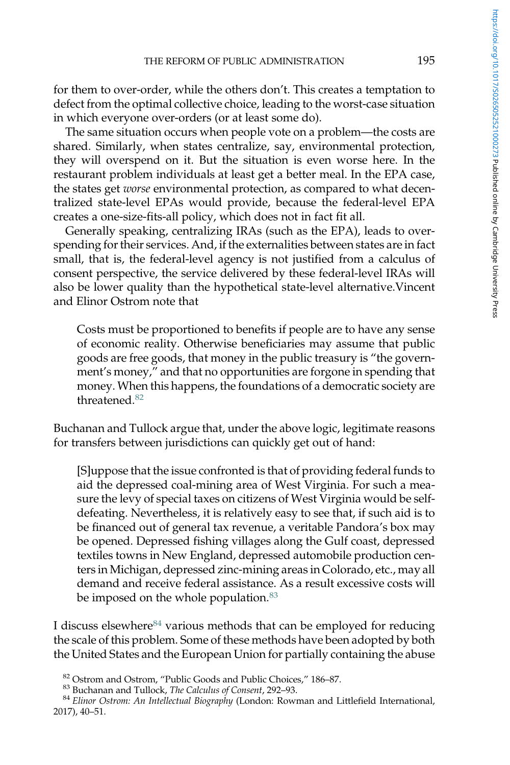for them to over-order, while the others don't. This creates a temptation to defect from the optimal collective choice, leading to the worst-case situation in which everyone over-orders (or at least some do).

The same situation occurs when people vote on a problem—the costs are shared. Similarly, when states centralize, say, environmental protection, they will overspend on it. But the situation is even worse here. In the restaurant problem individuals at least get a better meal. In the EPA case, the states get *worse* environmental protection, as compared to what decentralized state-level EPAs would provide, because the federal-level EPA creates a one-size-fits-all policy, which does not in fact fit all.

Generally speaking, centralizing IRAs (such as the EPA), leads to overspending for their services. And, if the externalities between states are in fact small, that is, the federal-level agency is not justified from a calculus of consent perspective, the service delivered by these federal-level IRAs will also be lower quality than the hypothetical state-level alternative.Vincent and Elinor Ostrom note that

> Costs must be proportioned to benefits if people are to have any sense of economic reality. Otherwise beneficiaries may assume that public goods are free goods, that money in the public treasury is "the government's money," and that no opportunities are forgone in spending that money. When this happens, the foundations of a democratic society are threatened.[82]

Buchanan and Tullock argue that, under the above logic, legitimate reasons for transfers between jurisdictions can quickly get out of hand:

> [S]uppose that the issue confronted is that of providing federal funds to aid the depressed coal-mining area of West Virginia. For such a measure the levy of special taxes on citizens of West Virginia would be self-defeating. Nevertheless, it is relatively easy to see that, if such aid is to be financed out of general tax revenue, a veritable Pandora's box may be opened. Depressed fishing villages along the Gulf coast, depressed textiles towns in New England, depressed automobile production centers in Michigan, depressed zinc-mining areas in Colorado, etc., may all demand and receive federal assistance. As a result excessive costs will be imposed on the whole population.[83]

I discuss elsewhere[84] various methods that can be employed for reducing the scale of this problem. Some of these methods have been adopted by both the United States and the European Union for partially containing the abuse

[82] Ostrom and Ostrom, "Public Goods and Public Choices," 186–87.

[83] Buchanan and Tullock, *The Calculus of Consent*, 292–93.

[84] *Elinor Ostrom: An Intellectual Biography* (London: Rowman and Littlefield International, 2017), 40–51.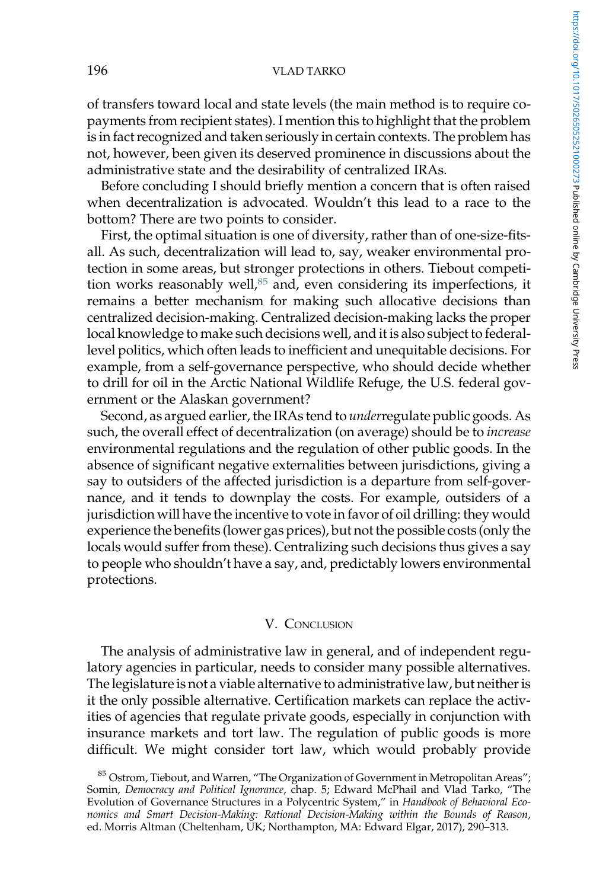of transfers toward local and state levels (the main method is to require co-payments from recipient states). I mention this to highlight that the problem is in fact recognized and taken seriously in certain contexts. The problem has not, however, been given its deserved prominence in discussions about the administrative state and the desirability of centralized IRAs.

Before concluding I should briefly mention a concern that is often raised when decentralization is advocated. Wouldn't this lead to a race to the bottom? There are two points to consider.

First, the optimal situation is one of diversity, rather than of one-size-fits-all. As such, decentralization will lead to, say, weaker environmental protection in some areas, but stronger protections in others. Tiebout competition works reasonably well,[85] and, even considering its imperfections, it remains a better mechanism for making such allocative decisions than centralized decision-making. Centralized decision-making lacks the proper local knowledge to make such decisions well, and it is also subject to federal-level politics, which often leads to inefficient and unequitable decisions. For example, from a self-governance perspective, who should decide whether to drill for oil in the Arctic National Wildlife Refuge, the U.S. federal government or the Alaskan government?

Second, as argued earlier, the IRAs tend to *under*regulate public goods. As such, the overall effect of decentralization (on average) should be to *increase* environmental regulations and the regulation of other public goods. In the absence of significant negative externalities between jurisdictions, giving a say to outsiders of the affected jurisdiction is a departure from self-governance, and it tends to downplay the costs. For example, outsiders of a jurisdiction will have the incentive to vote in favor of oil drilling: they would experience the benefits (lower gas prices), but not the possible costs (only the locals would suffer from these). Centralizing such decisions thus gives a say to people who shouldn't have a say, and, predictably lowers environmental protections.

## V. Conclusion

The analysis of administrative law in general, and of independent regulatory agencies in particular, needs to consider many possible alternatives. The legislature is not a viable alternative to administrative law, but neither is it the only possible alternative. Certification markets can replace the activities of agencies that regulate private goods, especially in conjunction with insurance markets and tort law. The regulation of public goods is more difficult. We might consider tort law, which would probably provide

[85] Ostrom, Tiebout, and Warren, "The Organization of Government in Metropolitan Areas"; Somin, *Democracy and Political Ignorance*, chap. 5; Edward McPhail and Vlad Tarko, "The Evolution of Governance Structures in a Polycentric System," in *Handbook of Behavioral Economics and Smart Decision-Making: Rational Decision-Making within the Bounds of Reason*, ed. Morris Altman (Cheltenham, UK; Northampton, MA: Edward Elgar, 2017), 290–313.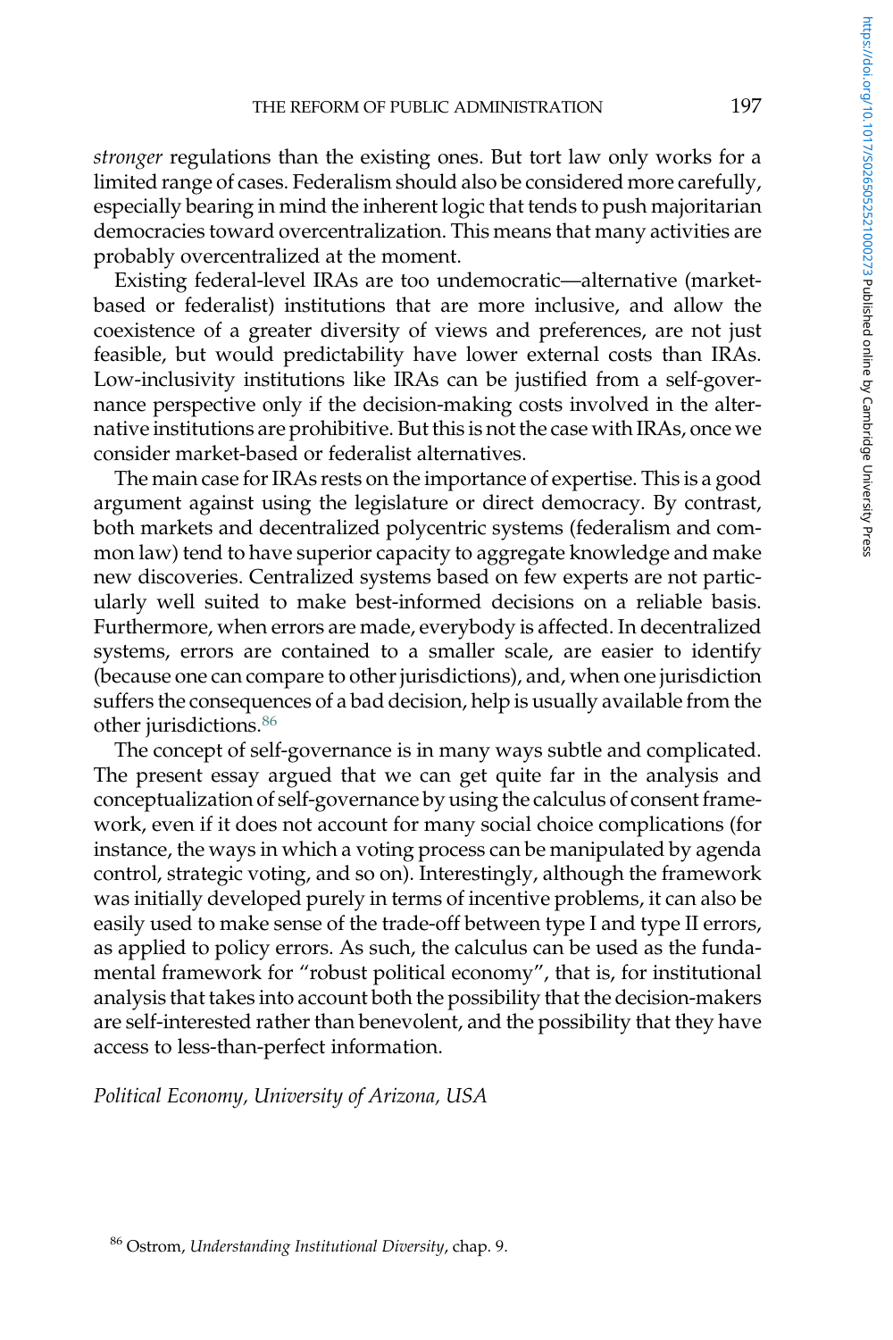*stronger* regulations than the existing ones. But tort law only works for a limited range of cases. Federalism should also be considered more carefully, especially bearing in mind the inherent logic that tends to push majoritarian democracies toward overcentralization. This means that many activities are probably overcentralized at the moment.

Existing federal-level IRAs are too undemocratic—alternative (market-based or federalist) institutions that are more inclusive, and allow the coexistence of a greater diversity of views and preferences, are not just feasible, but would predictability have lower external costs than IRAs. Low-inclusivity institutions like IRAs can be justified from a self-governance perspective only if the decision-making costs involved in the alternative institutions are prohibitive. But this is not the case with IRAs, once we consider market-based or federalist alternatives.

The main case for IRAs rests on the importance of expertise. This is a good argument against using the legislature or direct democracy. By contrast, both markets and decentralized polycentric systems (federalism and common law) tend to have superior capacity to aggregate knowledge and make new discoveries. Centralized systems based on few experts are not particularly well suited to make best-informed decisions on a reliable basis. Furthermore, when errors are made, everybody is affected. In decentralized systems, errors are contained to a smaller scale, are easier to identify (because one can compare to other jurisdictions), and, when one jurisdiction suffers the consequences of a bad decision, help is usually available from the other jurisdictions.[86]

The concept of self-governance is in many ways subtle and complicated. The present essay argued that we can get quite far in the analysis and conceptualization of self-governance by using the calculus of consent framework, even if it does not account for many social choice complications (for instance, the ways in which a voting process can be manipulated by agenda control, strategic voting, and so on). Interestingly, although the framework was initially developed purely in terms of incentive problems, it can also be easily used to make sense of the trade-off between type I and type II errors, as applied to policy errors. As such, the calculus can be used as the fundamental framework for "robust political economy", that is, for institutional analysis that takes into account both the possibility that the decision-makers are self-interested rather than benevolent, and the possibility that they have access to less-than-perfect information.

*Political Economy, University of Arizona, USA*

[86] Ostrom, *Understanding Institutional Diversity*, chap. 9.